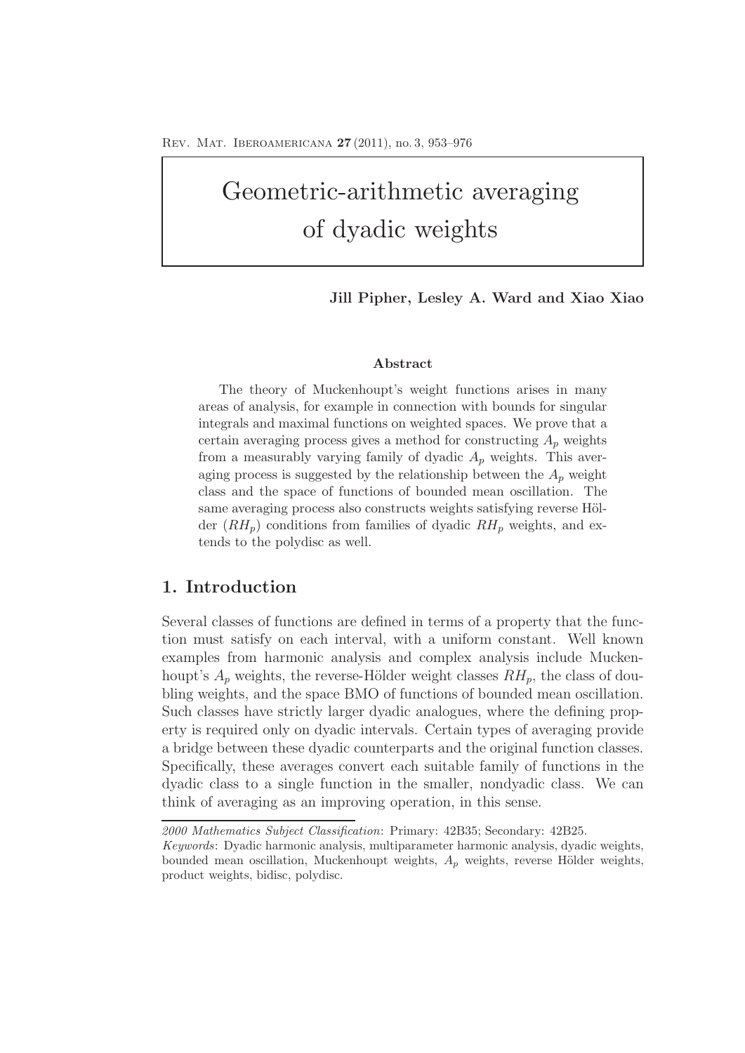# Geometric-arithmetic averaging of dyadic weights

**Jill Pipher, Lesley A. Ward and Xiao Xiao**

**Abstract**

The theory of Muckenhoupt's weight functions arises in many areas of analysis, for example in connection with bounds for singular integrals and maximal functions on weighted spaces. We prove that a certain averaging process gives a method for constructing $A_p$ weights from a measurably varying family of dyadic $A_p$ weights. This averaging process is suggested by the relationship between the $A_p$ weight class and the space of functions of bounded mean oscillation. The same averaging process also constructs weights satisfying reverse Hölder ($RH_p$) conditions from families of dyadic $RH_p$ weights, and extends to the polydisc as well.

## 1. Introduction

Several classes of functions are defined in terms of a property that the function must satisfy on each interval, with a uniform constant. Well known examples from harmonic analysis and complex analysis include Muckenhoupt's $A_p$ weights, the reverse-Hölder weight classes $RH_p$, the class of doubling weights, and the space BMO of functions of bounded mean oscillation. Such classes have strictly larger dyadic analogues, where the defining property is required only on dyadic intervals. Certain types of averaging provide a bridge between these dyadic counterparts and the original function classes. Specifically, these averages convert each suitable family of functions in the dyadic class to a single function in the smaller, nondyadic class. We can think of averaging as an improving operation, in this sense.

---

*2000 Mathematics Subject Classification*: Primary: 42B35; Secondary: 42B25.

*Keywords*: Dyadic harmonic analysis, multiparameter harmonic analysis, dyadic weights, bounded mean oscillation, Muckenhoupt weights, $A_p$ weights, reverse Hölder weights, product weights, bidisc, polydisc.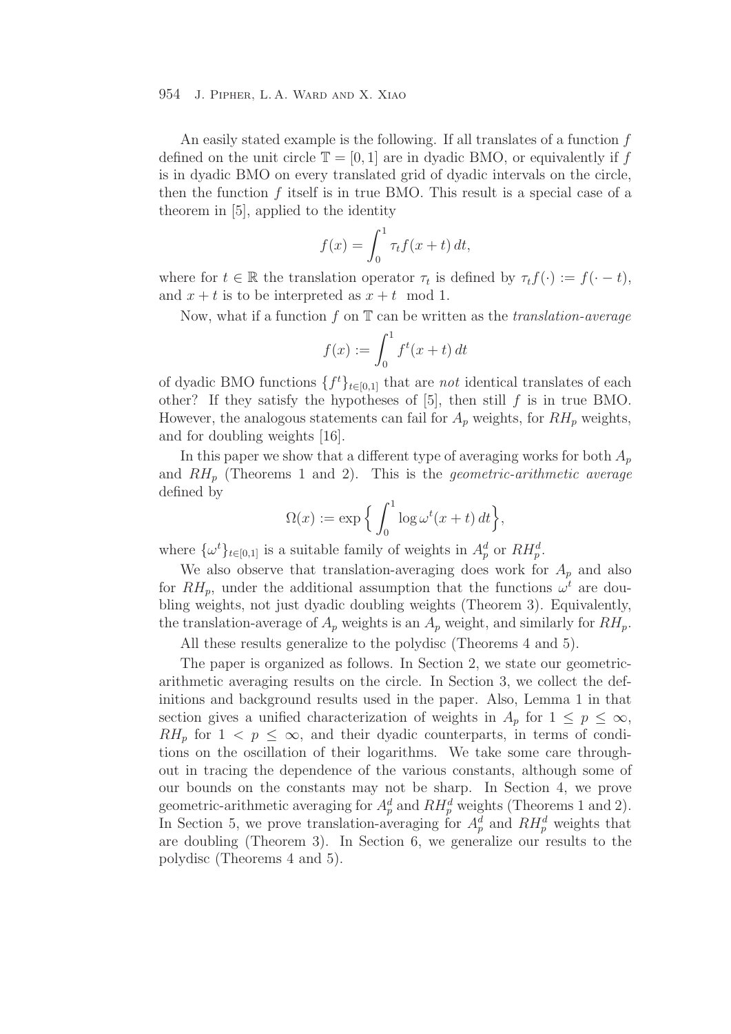An easily stated example is the following. If all translates of a function $f$ defined on the unit circle $\mathbb{T} = [0, 1]$ are in dyadic BMO, or equivalently if $f$ is in dyadic BMO on every translated grid of dyadic intervals on the circle, then the function $f$ itself is in true BMO. This result is a special case of a theorem in [5], applied to the identity

$$f(x) = \int_0^1 \tau_t f(x + t)\, dt,$$

where for $t \in \mathbb{R}$ the translation operator $\tau_t$ is defined by $\tau_t f(\cdot) := f(\cdot - t)$, and $x + t$ is to be interpreted as $x + t \mod 1$.

Now, what if a function $f$ on $\mathbb{T}$ can be written as the *translation-average*

$$f(x) := \int_0^1 f^t(x + t)\, dt$$

of dyadic BMO functions $\{f^t\}_{t \in [0,1]}$ that are *not* identical translates of each other? If they satisfy the hypotheses of [5], then still $f$ is in true BMO. However, the analogous statements can fail for $A_p$ weights, for $RH_p$ weights, and for doubling weights [16].

In this paper we show that a different type of averaging works for both $A_p$ and $RH_p$ (Theorems 1 and 2). This is the *geometric-arithmetic average* defined by

$$\Omega(x) := \exp\Big\{ \int_0^1 \log \omega^t(x + t)\, dt \Big\},$$

where $\{\omega^t\}_{t \in [0,1]}$ is a suitable family of weights in $A_p^d$ or $RH_p^d$.

We also observe that translation-averaging does work for $A_p$ and also for $RH_p$, under the additional assumption that the functions $\omega^t$ are doubling weights, not just dyadic doubling weights (Theorem 3). Equivalently, the translation-average of $A_p$ weights is an $A_p$ weight, and similarly for $RH_p$.

All these results generalize to the polydisc (Theorems 4 and 5).

The paper is organized as follows. In Section 2, we state our geometric-arithmetic averaging results on the circle. In Section 3, we collect the definitions and background results used in the paper. Also, Lemma 1 in that section gives a unified characterization of weights in $A_p$ for $1 \leq p \leq \infty$, $RH_p$ for $1 < p \leq \infty$, and their dyadic counterparts, in terms of conditions on the oscillation of their logarithms. We take some care throughout in tracing the dependence of the various constants, although some of our bounds on the constants may not be sharp. In Section 4, we prove geometric-arithmetic averaging for $A_p^d$ and $RH_p^d$ weights (Theorems 1 and 2). In Section 5, we prove translation-averaging for $A_p^d$ and $RH_p^d$ weights that are doubling (Theorem 3). In Section 6, we generalize our results to the polydisc (Theorems 4 and 5).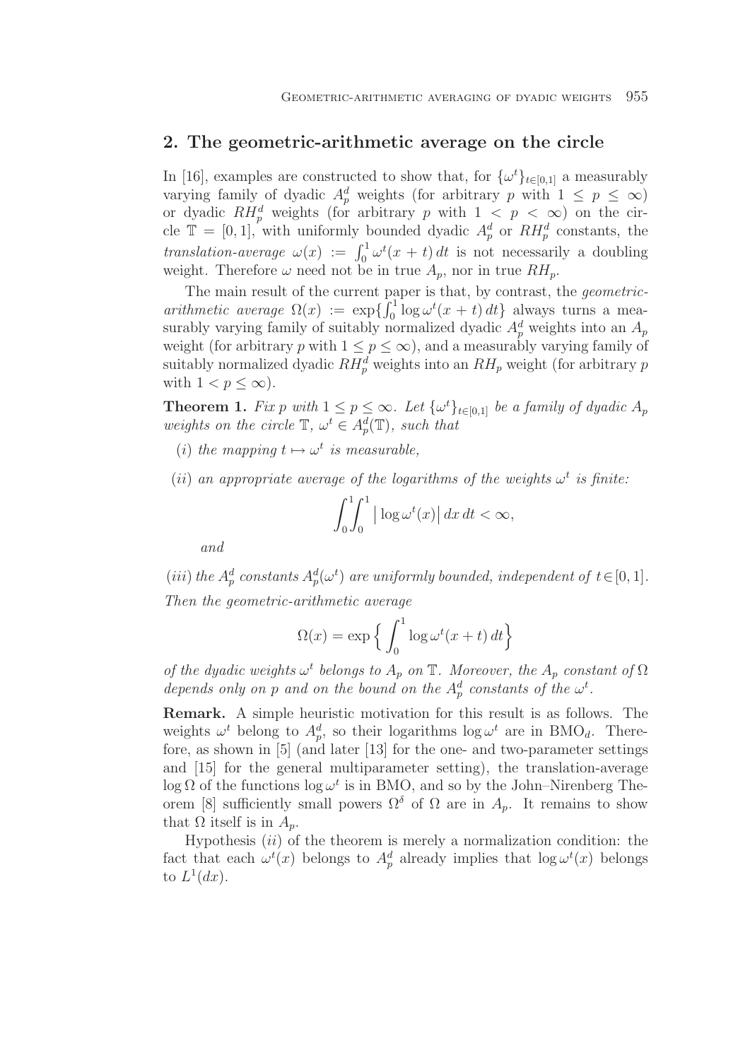## 2. The geometric-arithmetic average on the circle

In [16], examples are constructed to show that, for $\{\omega^t\}_{t\in[0,1]}$ a measurably varying family of dyadic $A_p^d$ weights (for arbitrary $p$ with $1 \leq p \leq \infty$) or dyadic $RH_p^d$ weights (for arbitrary $p$ with $1 < p < \infty$) on the circle $\mathbb{T} = [0,1]$, with uniformly bounded dyadic $A_p^d$ or $RH_p^d$ constants, the *translation-average* $\omega(x) := \int_0^1 \omega^t(x+t)\,dt$ is not necessarily a doubling weight. Therefore $\omega$ need not be in true $A_p$, nor in true $RH_p$.

The main result of the current paper is that, by contrast, the *geometric-arithmetic average* $\Omega(x) := \exp\{\int_0^1 \log \omega^t(x+t)\,dt\}$ always turns a measurably varying family of suitably normalized dyadic $A_p^d$ weights into an $A_p$ weight (for arbitrary $p$ with $1 \leq p \leq \infty$), and a measurably varying family of suitably normalized dyadic $RH_p^d$ weights into an $RH_p$ weight (for arbitrary $p$ with $1 < p \leq \infty$).

**Theorem 1.** *Fix $p$ with $1 \leq p \leq \infty$. Let $\{\omega^t\}_{t\in[0,1]}$ be a family of dyadic $A_p$ weights on the circle $\mathbb{T}$, $\omega^t \in A_p^d(\mathbb{T})$, such that*

- $(i)$ *the mapping $t \mapsto \omega^t$ is measurable,*
- $(ii)$ *an appropriate average of the logarithms of the weights $\omega^t$ is finite:*

$$\int_0^1\!\!\int_0^1 \big|\log \omega^t(x)\big|\,dx\,dt < \infty,$$

*and*

- $(iii)$ *the $A_p^d$ constants $A_p^d(\omega^t)$ are uniformly bounded, independent of $t \in [0,1]$.*

*Then the geometric-arithmetic average*

$$\Omega(x) = \exp\Big\{\int_0^1 \log \omega^t(x+t)\,dt\Big\}$$

*of the dyadic weights $\omega^t$ belongs to $A_p$ on $\mathbb{T}$. Moreover, the $A_p$ constant of $\Omega$ depends only on $p$ and on the bound on the $A_p^d$ constants of the $\omega^t$.*

**Remark.** A simple heuristic motivation for this result is as follows. The weights $\omega^t$ belong to $A_p^d$, so their logarithms $\log \omega^t$ are in $\mathrm{BMO}_d$. Therefore, as shown in [5] (and later [13] for the one- and two-parameter settings and [15] for the general multiparameter setting), the translation-average $\log \Omega$ of the functions $\log \omega^t$ is in BMO, and so by the John–Nirenberg Theorem [8] sufficiently small powers $\Omega^\delta$ of $\Omega$ are in $A_p$. It remains to show that $\Omega$ itself is in $A_p$.

Hypothesis $(ii)$ of the theorem is merely a normalization condition: the fact that each $\omega^t(x)$ belongs to $A_p^d$ already implies that $\log \omega^t(x)$ belongs to $L^1(dx)$.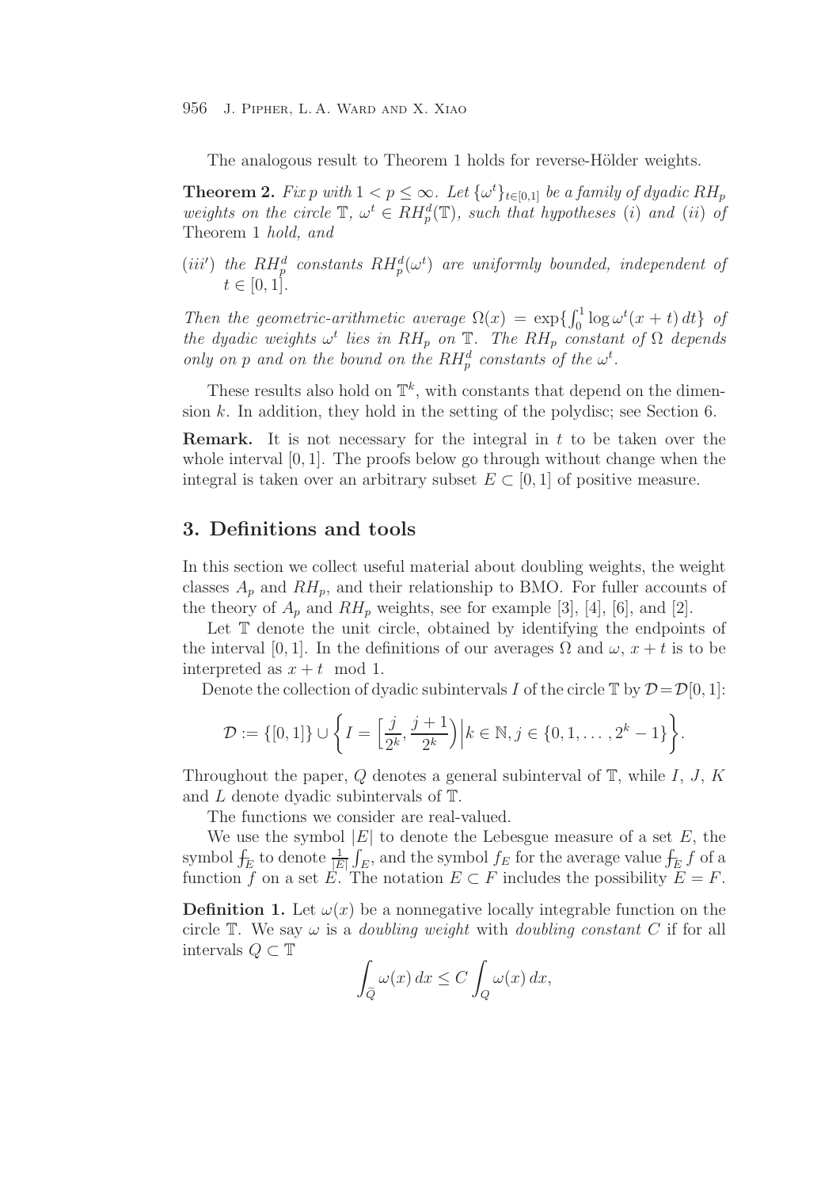The analogous result to Theorem 1 holds for reverse-Hölder weights.

**Theorem 2.** *Fix $p$ with $1 < p \leq \infty$. Let $\{\omega^t\}_{t\in[0,1]}$ be a family of dyadic $RH_p$ weights on the circle $\mathbb{T}$, $\omega^t \in RH_p^d(\mathbb{T})$, such that hypotheses $(i)$ and $(ii)$ of* Theorem 1 *hold, and*

$(iii')$ *the $RH_p^d$ constants $RH_p^d(\omega^t)$ are uniformly bounded, independent of $t \in [0,1]$.*

*Then the geometric-arithmetic average $\Omega(x) = \exp\{\int_0^1 \log \omega^t(x+t)\,dt\}$ of the dyadic weights $\omega^t$ lies in $RH_p$ on $\mathbb{T}$. The $RH_p$ constant of $\Omega$ depends only on $p$ and on the bound on the $RH_p^d$ constants of the $\omega^t$.*

These results also hold on $\mathbb{T}^k$, with constants that depend on the dimension $k$. In addition, they hold in the setting of the polydisc; see Section 6.

**Remark.** It is not necessary for the integral in $t$ to be taken over the whole interval $[0,1]$. The proofs below go through without change when the integral is taken over an arbitrary subset $E \subset [0,1]$ of positive measure.

## 3. Definitions and tools

In this section we collect useful material about doubling weights, the weight classes $A_p$ and $RH_p$, and their relationship to BMO. For fuller accounts of the theory of $A_p$ and $RH_p$ weights, see for example [3], [4], [6], and [2].

Let $\mathbb{T}$ denote the unit circle, obtained by identifying the endpoints of the interval $[0,1]$. In the definitions of our averages $\Omega$ and $\omega$, $x+t$ is to be interpreted as $x+t \mod 1$.

Denote the collection of dyadic subintervals $I$ of the circle $\mathbb{T}$ by $\mathcal{D} = \mathcal{D}[0,1]$:

$$\mathcal{D} := \{[0,1]\} \cup \left\{ I = \Big[\frac{j}{2^k}, \frac{j+1}{2^k}\Big) \Big| k \in \mathbb{N}, j \in \{0,1,\ldots,2^k-1\} \right\}.$$

Throughout the paper, $Q$ denotes a general subinterval of $\mathbb{T}$, while $I$, $J$, $K$ and $L$ denote dyadic subintervals of $\mathbb{T}$.

The functions we consider are real-valued.

We use the symbol $|E|$ to denote the Lebesgue measure of a set $E$, the symbol $⨍_E$ to denote $\frac{1}{|E|}\int_E$, and the symbol $f_E$ for the average value $⨍_E f$ of a function $f$ on a set $E$. The notation $E \subset F$ includes the possibility $E = F$.

**Definition 1.** Let $\omega(x)$ be a nonnegative locally integrable function on the circle $\mathbb{T}$. We say $\omega$ is a *doubling weight* with *doubling constant* $C$ if for all intervals $Q \subset \mathbb{T}$

$$\int_{\tilde{Q}} \omega(x)\,dx \leq C \int_Q \omega(x)\,dx,$$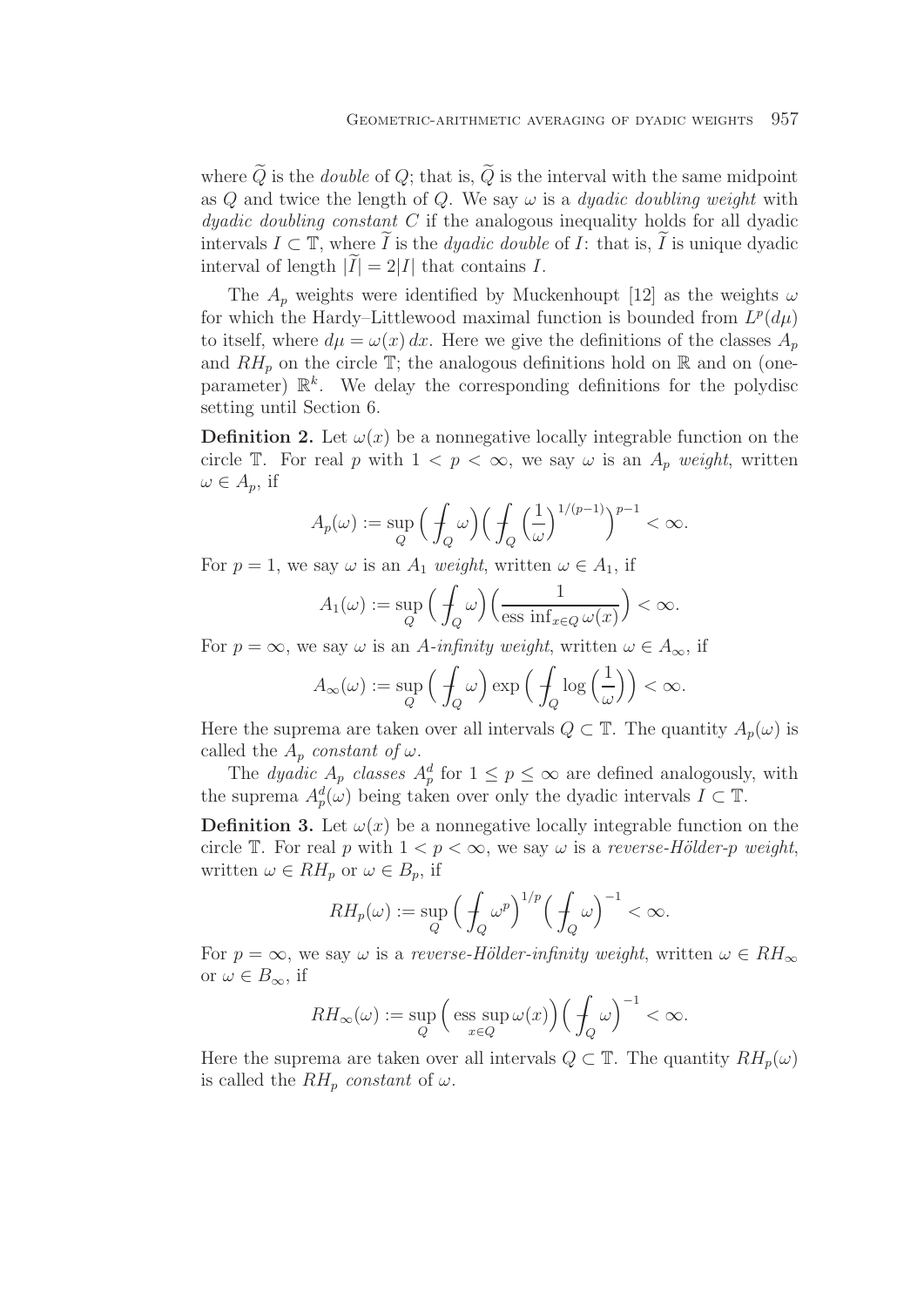where $\widetilde{Q}$ is the *double* of $Q$; that is, $\widetilde{Q}$ is the interval with the same midpoint as $Q$ and twice the length of $Q$. We say $\omega$ is a *dyadic doubling weight* with *dyadic doubling constant* $C$ if the analogous inequality holds for all dyadic intervals $I \subset \mathbb{T}$, where $\widetilde{I}$ is the *dyadic double* of $I$: that is, $\widetilde{I}$ is unique dyadic interval of length $|\widetilde{I}| = 2|I|$ that contains $I$.

The $A_p$ weights were identified by Muckenhoupt [12] as the weights $\omega$ for which the Hardy–Littlewood maximal function is bounded from $L^p(d\mu)$ to itself, where $d\mu = \omega(x)\,dx$. Here we give the definitions of the classes $A_p$ and $RH_p$ on the circle $\mathbb{T}$; the analogous definitions hold on $\mathbb{R}$ and on (one-parameter) $\mathbb{R}^k$. We delay the corresponding definitions for the polydisc setting until Section 6.

**Definition 2.** Let $\omega(x)$ be a nonnegative locally integrable function on the circle $\mathbb{T}$. For real $p$ with $1 < p < \infty$, we say $\omega$ is an *$A_p$ weight*, written $\omega \in A_p$, if

$$A_p(\omega) := \sup_Q \Big( \fint_Q \omega \Big) \Big( \fint_Q \Big(\frac{1}{\omega}\Big)^{1/(p-1)} \Big)^{p-1} < \infty.$$

For $p = 1$, we say $\omega$ is an *$A_1$ weight*, written $\omega \in A_1$, if

$$A_1(\omega) := \sup_Q \Big( \fint_Q \omega \Big) \Big( \frac{1}{\operatorname{ess\,inf}_{x \in Q} \omega(x)} \Big) < \infty.$$

For $p = \infty$, we say $\omega$ is an *A-infinity weight*, written $\omega \in A_\infty$, if

$$A_\infty(\omega) := \sup_Q \Big( \fint_Q \omega \Big) \exp\Big( \fint_Q \log\Big(\frac{1}{\omega}\Big) \Big) < \infty.$$

Here the suprema are taken over all intervals $Q \subset \mathbb{T}$. The quantity $A_p(\omega)$ is called the *$A_p$ constant of* $\omega$.

The *dyadic $A_p$ classes* $A_p^d$ for $1 \leq p \leq \infty$ are defined analogously, with the suprema $A_p^d(\omega)$ being taken over only the dyadic intervals $I \subset \mathbb{T}$.

**Definition 3.** Let $\omega(x)$ be a nonnegative locally integrable function on the circle $\mathbb{T}$. For real $p$ with $1 < p < \infty$, we say $\omega$ is a *reverse-Hölder-$p$ weight*, written $\omega \in RH_p$ or $\omega \in B_p$, if

$$RH_p(\omega) := \sup_Q \Big( \fint_Q \omega^p \Big)^{1/p} \Big( \fint_Q \omega \Big)^{-1} < \infty.$$

For $p = \infty$, we say $\omega$ is a *reverse-Hölder-infinity weight*, written $\omega \in RH_\infty$ or $\omega \in B_\infty$, if

$$RH_\infty(\omega) := \sup_Q \Big( \operatorname*{ess\,sup}_{x \in Q} \omega(x) \Big) \Big( \fint_Q \omega \Big)^{-1} < \infty.$$

Here the suprema are taken over all intervals $Q \subset \mathbb{T}$. The quantity $RH_p(\omega)$ is called the *$RH_p$ constant* of $\omega$.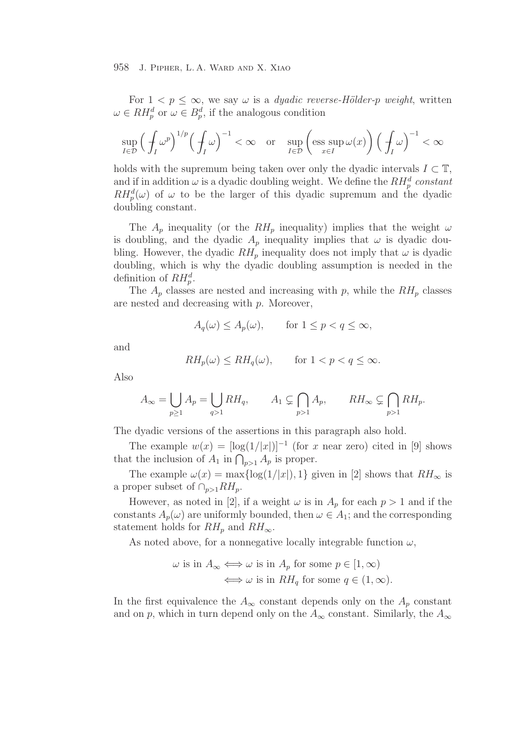For $1 < p \leq \infty$, we say $\omega$ is a *dyadic reverse-Hölder-p weight*, written $\omega \in RH_p^d$ or $\omega \in B_p^d$, if the analogous condition

$$\sup_{I \in \mathcal{D}} \Big( \fint_I \omega^p \Big)^{1/p} \Big( \fint_I \omega \Big)^{-1} < \infty \quad \text{or} \quad \sup_{I \in \mathcal{D}} \bigg( \operatorname*{ess\,sup}_{x \in I} \omega(x) \bigg) \Big( \fint_I \omega \Big)^{-1} < \infty$$

holds with the supremum being taken over only the dyadic intervals $I \subset \mathbb{T}$, and if in addition $\omega$ is a dyadic doubling weight. We define the $RH_p^d$ *constant* $RH_p^d(\omega)$ of $\omega$ to be the larger of this dyadic supremum and the dyadic doubling constant.

The $A_p$ inequality (or the $RH_p$ inequality) implies that the weight $\omega$ is doubling, and the dyadic $A_p$ inequality implies that $\omega$ is dyadic doubling. However, the dyadic $RH_p$ inequality does not imply that $\omega$ is dyadic doubling, which is why the dyadic doubling assumption is needed in the definition of $RH_p^d$.

The $A_p$ classes are nested and increasing with $p$, while the $RH_p$ classes are nested and decreasing with $p$. Moreover,

$$A_q(\omega) \leq A_p(\omega), \qquad \text{for } 1 \leq p < q \leq \infty,$$

and

$$RH_p(\omega) \leq RH_q(\omega), \qquad \text{for } 1 < p < q \leq \infty.$$

Also

$$A_\infty = \bigcup_{p \geq 1} A_p = \bigcup_{q > 1} RH_q, \qquad A_1 \subsetneq \bigcap_{p > 1} A_p, \qquad RH_\infty \subsetneq \bigcap_{p > 1} RH_p.$$

The dyadic versions of the assertions in this paragraph also hold.

The example $w(x) = [\log(1/|x|)]^{-1}$ (for $x$ near zero) cited in [9] shows that the inclusion of $A_1$ in $\bigcap_{p>1} A_p$ is proper.

The example $\omega(x) = \max\{\log(1/|x|), 1\}$ given in [2] shows that $RH_\infty$ is a proper subset of $\cap_{p>1} RH_p$.

However, as noted in [2], if a weight $\omega$ is in $A_p$ for each $p > 1$ and if the constants $A_p(\omega)$ are uniformly bounded, then $\omega \in A_1$; and the corresponding statement holds for $RH_p$ and $RH_\infty$.

As noted above, for a nonnegative locally integrable function $\omega$,

$$\begin{aligned} \omega \text{ is in } A_\infty &\iff \omega \text{ is in } A_p \text{ for some } p \in [1, \infty) \\ &\iff \omega \text{ is in } RH_q \text{ for some } q \in (1, \infty). \end{aligned}$$

In the first equivalence the $A_\infty$ constant depends only on the $A_p$ constant and on $p$, which in turn depend only on the $A_\infty$ constant. Similarly, the $A_\infty$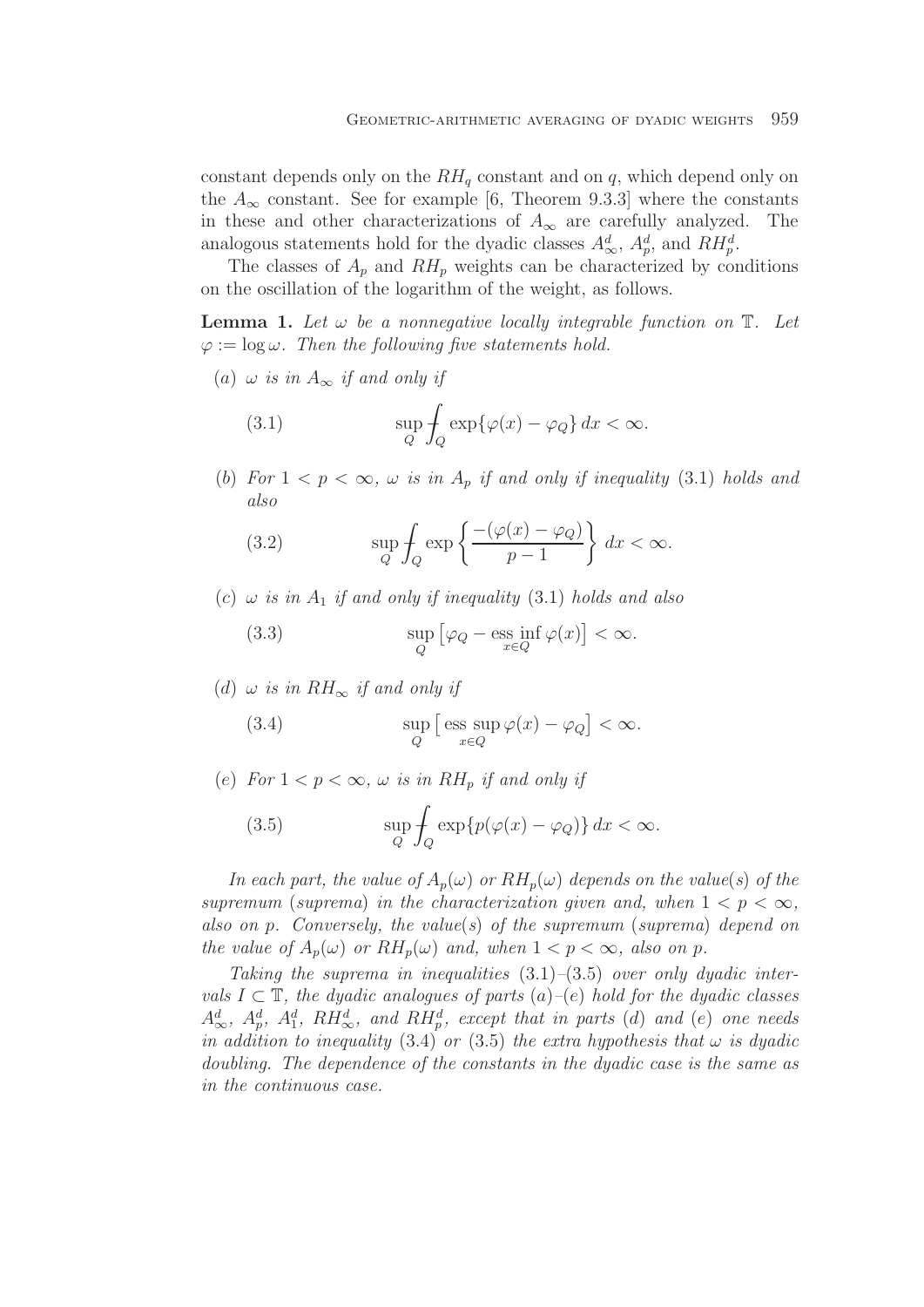constant depends only on the $RH_q$ constant and on $q$, which depend only on the $A_\infty$ constant. See for example [6, Theorem 9.3.3] where the constants in these and other characterizations of $A_\infty$ are carefully analyzed. The analogous statements hold for the dyadic classes $A_\infty^d$, $A_p^d$, and $RH_p^d$.

The classes of $A_p$ and $RH_p$ weights can be characterized by conditions on the oscillation of the logarithm of the weight, as follows.

**Lemma 1.** *Let $\omega$ be a nonnegative locally integrable function on $\mathbb{T}$. Let $\varphi := \log \omega$. Then the following five statements hold.*

(*a*) *$\omega$ is in $A_\infty$ if and only if*

$$\sup_Q \fint_Q \exp\{\varphi(x) - \varphi_Q\}\, dx < \infty. \tag{3.1}$$

(*b*) *For $1 < p < \infty$, $\omega$ is in $A_p$ if and only if inequality* (3.1) *holds and also*

$$\sup_Q \fint_Q \exp\left\{\frac{-(\varphi(x) - \varphi_Q)}{p-1}\right\} dx < \infty. \tag{3.2}$$

(*c*) *$\omega$ is in $A_1$ if and only if inequality* (3.1) *holds and also*

$$\sup_Q \left[\varphi_Q - \operatorname*{ess\,inf}_{x\in Q} \varphi(x)\right] < \infty. \tag{3.3}$$

(*d*) *$\omega$ is in $RH_\infty$ if and only if*

$$\sup_Q \left[\operatorname*{ess\,sup}_{x\in Q} \varphi(x) - \varphi_Q\right] < \infty. \tag{3.4}$$

(*e*) *For $1 < p < \infty$, $\omega$ is in $RH_p$ if and only if*

$$\sup_Q \fint_Q \exp\{p(\varphi(x) - \varphi_Q)\}\, dx < \infty. \tag{3.5}$$

*In each part, the value of $A_p(\omega)$ or $RH_p(\omega)$ depends on the value*(*s*) *of the supremum* (*suprema*) *in the characterization given and, when $1 < p < \infty$, also on $p$. Conversely, the value*(*s*) *of the supremum* (*suprema*) *depend on the value of $A_p(\omega)$ or $RH_p(\omega)$ and, when $1 < p < \infty$, also on $p$.*

*Taking the suprema in inequalities* (3.1)*–*(3.5) *over only dyadic intervals $I \subset \mathbb{T}$, the dyadic analogues of parts* (*a*)*–*(*e*) *hold for the dyadic classes $A_\infty^d$, $A_p^d$, $A_1^d$, $RH_\infty^d$, and $RH_p^d$, except that in parts* (*d*) *and* (*e*) *one needs in addition to inequality* (3.4) *or* (3.5) *the extra hypothesis that $\omega$ is dyadic doubling. The dependence of the constants in the dyadic case is the same as in the continuous case.*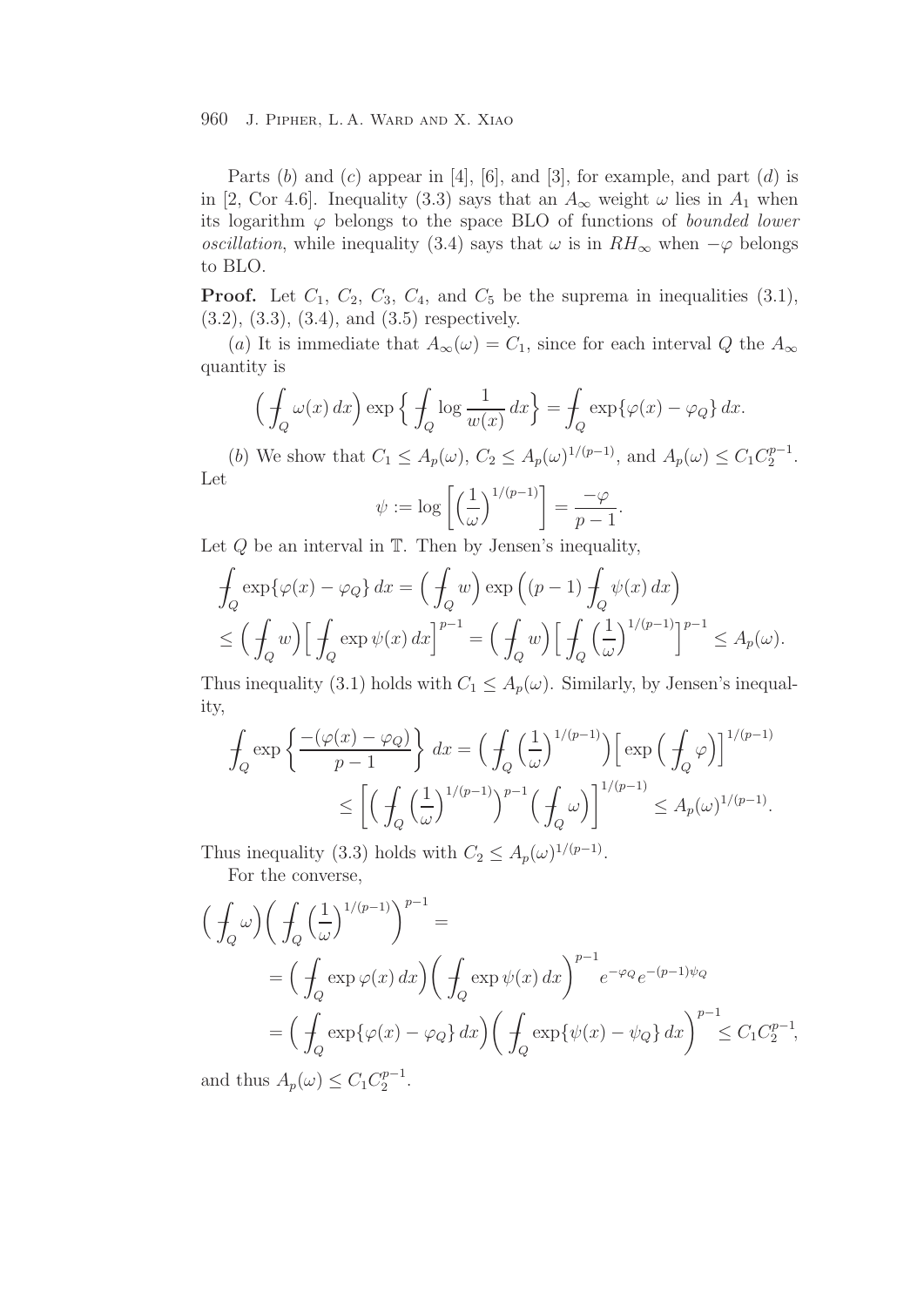Parts $(b)$ and $(c)$ appear in [4], [6], and [3], for example, and part $(d)$ is in [2, Cor 4.6]. Inequality (3.3) says that an $A_\infty$ weight $\omega$ lies in $A_1$ when its logarithm $\varphi$ belongs to the space BLO of functions of *bounded lower oscillation*, while inequality (3.4) says that $\omega$ is in $RH_\infty$ when $-\varphi$ belongs to BLO.

**Proof.** Let $C_1$, $C_2$, $C_3$, $C_4$, and $C_5$ be the suprema in inequalities (3.1), (3.2), (3.3), (3.4), and (3.5) respectively.

$(a)$ It is immediate that $A_\infty(\omega) = C_1$, since for each interval $Q$ the $A_\infty$ quantity is

$$\Big( \fint_Q \omega(x)\, dx \Big) \exp\Big\{ \fint_Q \log \frac{1}{w(x)}\, dx \Big\} = \fint_Q \exp\{\varphi(x) - \varphi_Q\}\, dx.$$

$(b)$ We show that $C_1 \le A_p(\omega)$, $C_2 \le A_p(\omega)^{1/(p-1)}$, and $A_p(\omega) \le C_1 C_2^{p-1}$. Let

$$\psi := \log \Big[ \Big(\frac{1}{\omega}\Big)^{1/(p-1)} \Big] = \frac{-\varphi}{p-1}.$$

Let $Q$ be an interval in $\mathbb{T}$. Then by Jensen's inequality,

$$\begin{aligned} &\fint_Q \exp\{\varphi(x) - \varphi_Q\}\, dx = \Big( \fint_Q w \Big) \exp\Big( (p-1) \fint_Q \psi(x)\, dx \Big) \\ &\le \Big( \fint_Q w \Big) \Big[ \fint_Q \exp \psi(x)\, dx \Big]^{p-1} = \Big( \fint_Q w \Big) \Big[ \fint_Q \Big(\frac{1}{\omega}\Big)^{1/(p-1)} \Big]^{p-1} \le A_p(\omega). \end{aligned}$$

Thus inequality (3.1) holds with $C_1 \le A_p(\omega)$. Similarly, by Jensen's inequality,

$$\begin{aligned} \fint_Q \exp\Big\{ \frac{-(\varphi(x) - \varphi_Q)}{p-1} \Big\}\, dx &= \Big( \fint_Q \Big(\frac{1}{\omega}\Big)^{1/(p-1)} \Big) \Big[ \exp\Big( \fint_Q \varphi \Big) \Big]^{1/(p-1)} \\ &\le \Big[ \Big( \fint_Q \Big(\frac{1}{\omega}\Big)^{1/(p-1)} \Big)^{p-1} \Big( \fint_Q \omega \Big) \Big]^{1/(p-1)} \le A_p(\omega)^{1/(p-1)}. \end{aligned}$$

Thus inequality (3.3) holds with $C_2 \le A_p(\omega)^{1/(p-1)}$.

For the converse,

$$\begin{aligned} &\Big( \fint_Q \omega \Big) \Big( \fint_Q \Big(\frac{1}{\omega}\Big)^{1/(p-1)} \Big)^{p-1} = \\ &= \Big( \fint_Q \exp \varphi(x)\, dx \Big) \Big( \fint_Q \exp \psi(x)\, dx \Big)^{p-1} e^{-\varphi_Q} e^{-(p-1)\psi_Q} \\ &= \Big( \fint_Q \exp\{\varphi(x) - \varphi_Q\}\, dx \Big) \Big( \fint_Q \exp\{\psi(x) - \psi_Q\}\, dx \Big)^{p-1} \le C_1 C_2^{p-1}, \end{aligned}$$

and thus $A_p(\omega) \le C_1 C_2^{p-1}$.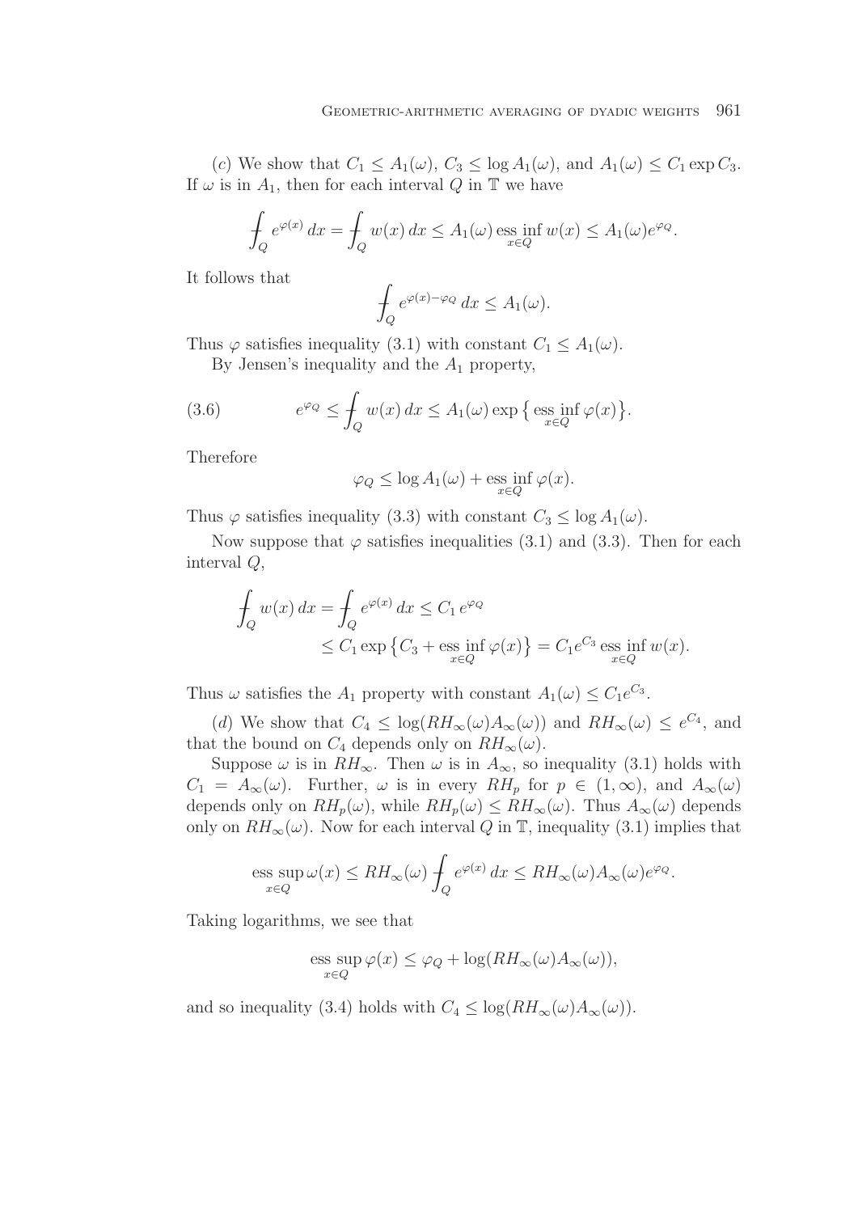($c$) We show that $C_1 \le A_1(\omega)$, $C_3 \le \log A_1(\omega)$, and $A_1(\omega) \le C_1 \exp C_3$. If $\omega$ is in $A_1$, then for each interval $Q$ in $\mathbb{T}$ we have

$$\fint_Q e^{\varphi(x)}\,dx = \fint_Q w(x)\,dx \le A_1(\omega) \operatorname*{ess\,inf}_{x\in Q} w(x) \le A_1(\omega) e^{\varphi_Q}.$$

It follows that

$$\fint_Q e^{\varphi(x)-\varphi_Q}\,dx \le A_1(\omega).$$

Thus $\varphi$ satisfies inequality (3.1) with constant $C_1 \le A_1(\omega)$.

By Jensen's inequality and the $A_1$ property,

$$e^{\varphi_Q} \le \fint_Q w(x)\,dx \le A_1(\omega) \exp\big\{ \operatorname*{ess\,inf}_{x\in Q} \varphi(x) \big\}. \tag{3.6}$$

Therefore

$$\varphi_Q \le \log A_1(\omega) + \operatorname*{ess\,inf}_{x\in Q} \varphi(x).$$

Thus $\varphi$ satisfies inequality (3.3) with constant $C_3 \le \log A_1(\omega)$.

Now suppose that $\varphi$ satisfies inequalities (3.1) and (3.3). Then for each interval $Q$,

$$\begin{aligned}\fint_Q w(x)\,dx = \fint_Q e^{\varphi(x)}\,dx &\le C_1\, e^{\varphi_Q} \\ &\le C_1 \exp\big\{C_3 + \operatorname*{ess\,inf}_{x\in Q} \varphi(x)\big\} = C_1 e^{C_3} \operatorname*{ess\,inf}_{x\in Q} w(x).\end{aligned}$$

Thus $\omega$ satisfies the $A_1$ property with constant $A_1(\omega) \le C_1 e^{C_3}$.

($d$) We show that $C_4 \le \log(RH_\infty(\omega) A_\infty(\omega))$ and $RH_\infty(\omega) \le e^{C_4}$, and that the bound on $C_4$ depends only on $RH_\infty(\omega)$.

Suppose $\omega$ is in $RH_\infty$. Then $\omega$ is in $A_\infty$, so inequality (3.1) holds with $C_1 = A_\infty(\omega)$. Further, $\omega$ is in every $RH_p$ for $p \in (1, \infty)$, and $A_\infty(\omega)$ depends only on $RH_p(\omega)$, while $RH_p(\omega) \le RH_\infty(\omega)$. Thus $A_\infty(\omega)$ depends only on $RH_\infty(\omega)$. Now for each interval $Q$ in $\mathbb{T}$, inequality (3.1) implies that

$$\operatorname*{ess\,sup}_{x\in Q} \omega(x) \le RH_\infty(\omega) \fint_Q e^{\varphi(x)}\,dx \le RH_\infty(\omega) A_\infty(\omega) e^{\varphi_Q}.$$

Taking logarithms, we see that

$$\operatorname*{ess\,sup}_{x\in Q} \varphi(x) \le \varphi_Q + \log(RH_\infty(\omega) A_\infty(\omega)),$$

and so inequality (3.4) holds with $C_4 \le \log(RH_\infty(\omega) A_\infty(\omega))$.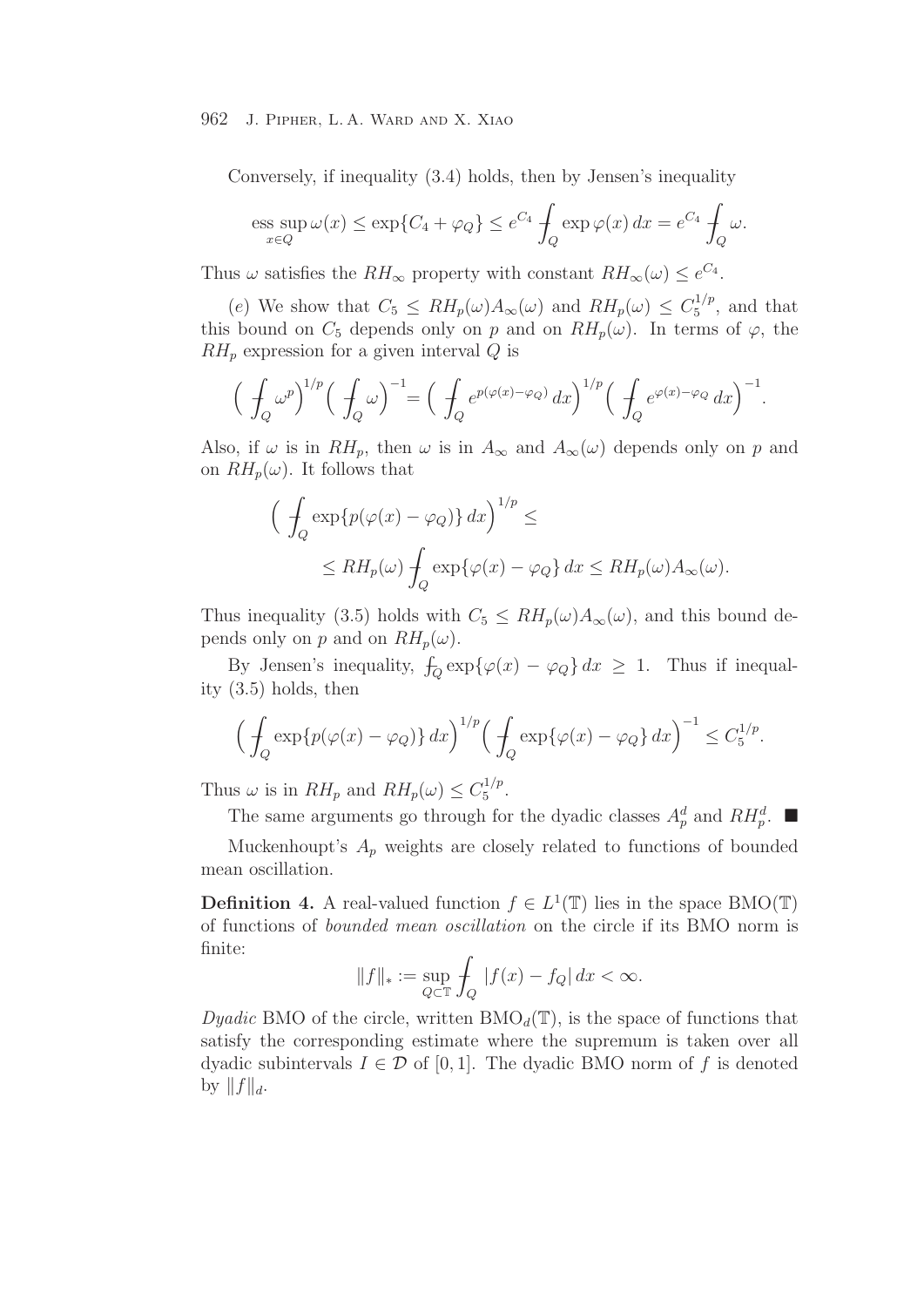Conversely, if inequality (3.4) holds, then by Jensen's inequality

$$\operatorname*{ess\,sup}_{x\in Q} \omega(x) \leq \exp\{C_4 + \varphi_Q\} \leq e^{C_4} \fint_Q \exp \varphi(x)\, dx = e^{C_4} \fint_Q \omega.$$

Thus $\omega$ satisfies the $RH_\infty$ property with constant $RH_\infty(\omega) \leq e^{C_4}$.

($e$) We show that $C_5 \leq RH_p(\omega) A_\infty(\omega)$ and $RH_p(\omega) \leq C_5^{1/p}$, and that this bound on $C_5$ depends only on $p$ and on $RH_p(\omega)$. In terms of $\varphi$, the $RH_p$ expression for a given interval $Q$ is

$$\Big( \fint_Q \omega^p \Big)^{1/p} \Big( \fint_Q \omega \Big)^{-1} = \Big( \fint_Q e^{p(\varphi(x)-\varphi_Q)}\, dx \Big)^{1/p} \Big( \fint_Q e^{\varphi(x)-\varphi_Q}\, dx \Big)^{-1}.$$

Also, if $\omega$ is in $RH_p$, then $\omega$ is in $A_\infty$ and $A_\infty(\omega)$ depends only on $p$ and on $RH_p(\omega)$. It follows that

$$\Big( \fint_Q \exp\{p(\varphi(x)-\varphi_Q)\}\, dx \Big)^{1/p} \leq$$

$$\leq RH_p(\omega) \fint_Q \exp\{\varphi(x)-\varphi_Q\}\, dx \leq RH_p(\omega) A_\infty(\omega).$$

Thus inequality (3.5) holds with $C_5 \leq RH_p(\omega) A_\infty(\omega)$, and this bound depends only on $p$ and on $RH_p(\omega)$.

By Jensen's inequality, $\fint_Q \exp\{\varphi(x) - \varphi_Q\}\, dx \geq 1$. Thus if inequality (3.5) holds, then

$$\Big( \fint_Q \exp\{p(\varphi(x)-\varphi_Q)\}\, dx \Big)^{1/p} \Big( \fint_Q \exp\{\varphi(x)-\varphi_Q\}\, dx \Big)^{-1} \leq C_5^{1/p}.$$

Thus $\omega$ is in $RH_p$ and $RH_p(\omega) \leq C_5^{1/p}$.

The same arguments go through for the dyadic classes $A_p^d$ and $RH_p^d$. ■

Muckenhoupt's $A_p$ weights are closely related to functions of bounded mean oscillation.

**Definition 4.** A real-valued function $f \in L^1(\mathbb{T})$ lies in the space $\mathrm{BMO}(\mathbb{T})$ of functions of *bounded mean oscillation* on the circle if its BMO norm is finite:

$$\|f\|_* := \sup_{Q\subset \mathbb{T}} \fint_Q |f(x) - f_Q|\, dx < \infty.$$

*Dyadic* BMO of the circle, written $\mathrm{BMO}_d(\mathbb{T})$, is the space of functions that satisfy the corresponding estimate where the supremum is taken over all dyadic subintervals $I \in \mathcal{D}$ of $[0,1]$. The dyadic BMO norm of $f$ is denoted by $\|f\|_d$.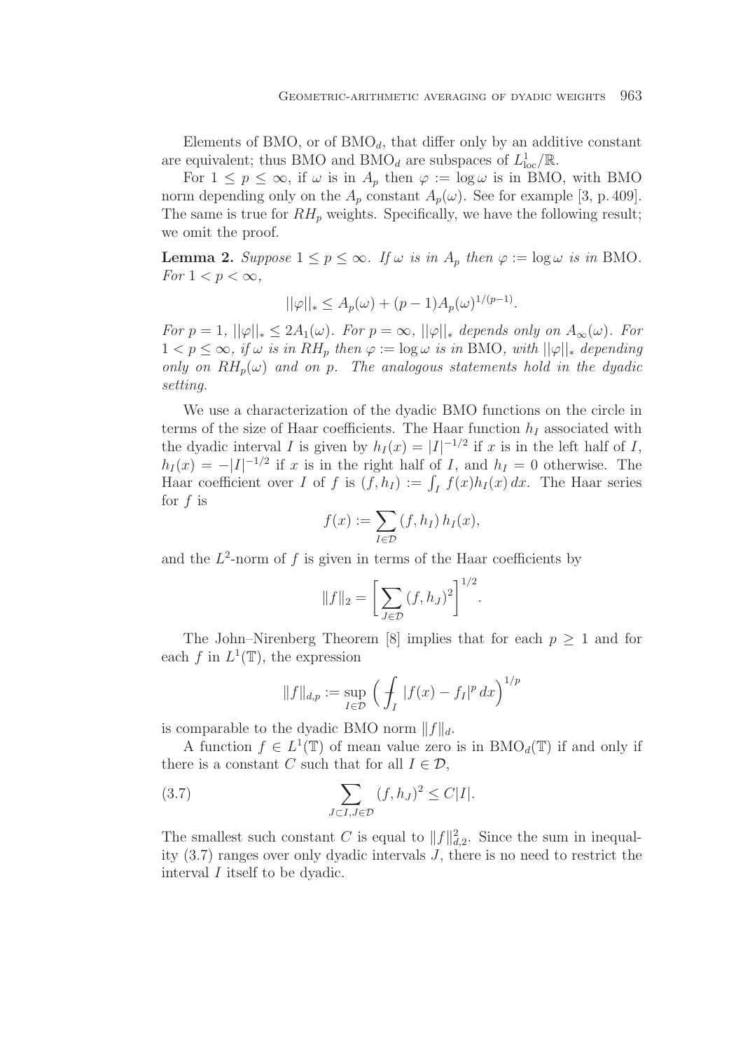Elements of BMO, or of $\mathrm{BMO}_d$, that differ only by an additive constant are equivalent; thus BMO and $\mathrm{BMO}_d$ are subspaces of $L^1_{\mathrm{loc}}/\mathbb{R}$.

For $1 \leq p \leq \infty$, if $\omega$ is in $A_p$ then $\varphi := \log \omega$ is in BMO, with BMO norm depending only on the $A_p$ constant $A_p(\omega)$. See for example [3, p. 409]. The same is true for $RH_p$ weights. Specifically, we have the following result; we omit the proof.

**Lemma 2.** *Suppose $1 \leq p \leq \infty$. If $\omega$ is in $A_p$ then $\varphi := \log \omega$ is in* BMO. *For $1 < p < \infty$,*

$$||\varphi||_* \leq A_p(\omega) + (p-1)A_p(\omega)^{1/(p-1)}.$$

*For $p = 1$, $||\varphi||_* \leq 2A_1(\omega)$. For $p = \infty$, $||\varphi||_*$ depends only on $A_\infty(\omega)$. For $1 < p \leq \infty$, if $\omega$ is in $RH_p$ then $\varphi := \log \omega$ is in* BMO*, with $||\varphi||_*$ depending only on $RH_p(\omega)$ and on $p$. The analogous statements hold in the dyadic setting.*

We use a characterization of the dyadic BMO functions on the circle in terms of the size of Haar coefficients. The Haar function $h_I$ associated with the dyadic interval $I$ is given by $h_I(x) = |I|^{-1/2}$ if $x$ is in the left half of $I$, $h_I(x) = -|I|^{-1/2}$ if $x$ is in the right half of $I$, and $h_I = 0$ otherwise. The Haar coefficient over $I$ of $f$ is $(f, h_I) := \int_I f(x)h_I(x)\,dx$. The Haar series for $f$ is

$$f(x) := \sum_{I \in \mathcal{D}} (f, h_I)\, h_I(x),$$

and the $L^2$-norm of $f$ is given in terms of the Haar coefficients by

$$\|f\|_2 = \left[ \sum_{J \in \mathcal{D}} (f, h_J)^2 \right]^{1/2}.$$

The John–Nirenberg Theorem [8] implies that for each $p \geq 1$ and for each $f$ in $L^1(\mathbb{T})$, the expression

$$\|f\|_{d,p} := \sup_{I \in \mathcal{D}} \Big( \fint_I |f(x) - f_I|^p\, dx \Big)^{1/p}$$

is comparable to the dyadic BMO norm $\|f\|_d$.

A function $f \in L^1(\mathbb{T})$ of mean value zero is in $\mathrm{BMO}_d(\mathbb{T})$ if and only if there is a constant $C$ such that for all $I \in \mathcal{D}$,

$$\sum_{J \subset I, J \in \mathcal{D}} (f, h_J)^2 \leq C|I|. \tag{3.7}$$

The smallest such constant $C$ is equal to $\|f\|^2_{d,2}$. Since the sum in inequality (3.7) ranges over only dyadic intervals $J$, there is no need to restrict the interval $I$ itself to be dyadic.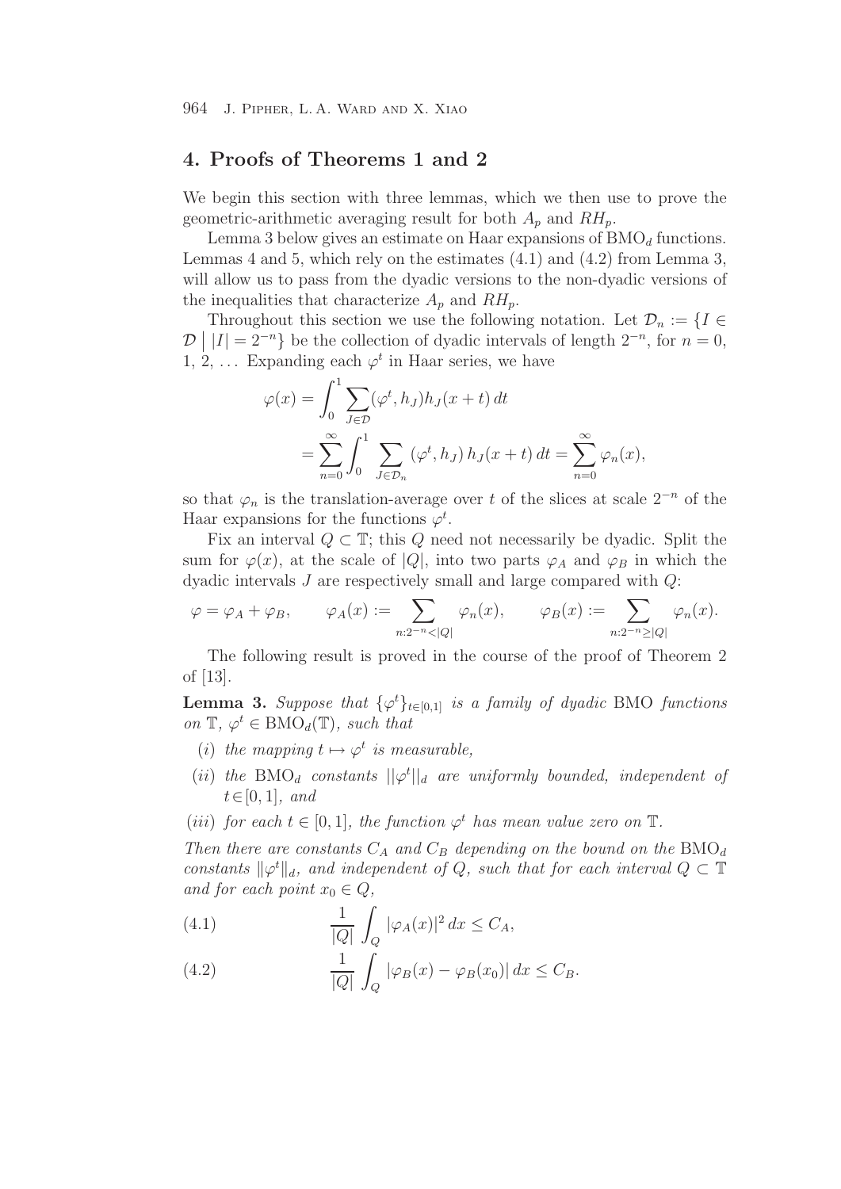## 4. Proofs of Theorems 1 and 2

We begin this section with three lemmas, which we then use to prove the geometric-arithmetic averaging result for both $A_p$ and $RH_p$.

Lemma 3 below gives an estimate on Haar expansions of $\mathrm{BMO}_d$ functions. Lemmas 4 and 5, which rely on the estimates (4.1) and (4.2) from Lemma 3, will allow us to pass from the dyadic versions to the non-dyadic versions of the inequalities that characterize $A_p$ and $RH_p$.

Throughout this section we use the following notation. Let $\mathcal{D}_n := \{I \in \mathcal{D} \mid |I| = 2^{-n}\}$ be the collection of dyadic intervals of length $2^{-n}$, for $n = 0$, $1, 2, \ldots$ Expanding each $\varphi^t$ in Haar series, we have

$$\begin{aligned}\varphi(x) &= \int_0^1 \sum_{J\in\mathcal{D}} (\varphi^t, h_J) h_J(x+t)\, dt \\ &= \sum_{n=0}^{\infty} \int_0^1 \sum_{J\in\mathcal{D}_n} (\varphi^t, h_J)\, h_J(x+t)\, dt = \sum_{n=0}^{\infty} \varphi_n(x),\end{aligned}$$

so that $\varphi_n$ is the translation-average over $t$ of the slices at scale $2^{-n}$ of the Haar expansions for the functions $\varphi^t$.

Fix an interval $Q \subset \mathbb{T}$; this $Q$ need not necessarily be dyadic. Split the sum for $\varphi(x)$, at the scale of $|Q|$, into two parts $\varphi_A$ and $\varphi_B$ in which the dyadic intervals $J$ are respectively small and large compared with $Q$:

$$\varphi = \varphi_A + \varphi_B, \qquad \varphi_A(x) := \sum_{n:2^{-n}<|Q|} \varphi_n(x), \qquad \varphi_B(x) := \sum_{n:2^{-n}\geq|Q|} \varphi_n(x).$$

The following result is proved in the course of the proof of Theorem 2 of [13].

**Lemma 3.** *Suppose that $\{\varphi^t\}_{t\in[0,1]}$ is a family of dyadic* BMO *functions on $\mathbb{T}$, $\varphi^t \in \mathrm{BMO}_d(\mathbb{T})$, such that*

- $(i)$ *the mapping $t \mapsto \varphi^t$ is measurable,*
- $(ii)$ *the $\mathrm{BMO}_d$ constants $||\varphi^t||_d$ are uniformly bounded, independent of $t\in[0,1]$, and*
- $(iii)$ *for each $t \in [0,1]$, the function $\varphi^t$ has mean value zero on $\mathbb{T}$.*

*Then there are constants $C_A$ and $C_B$ depending on the bound on the $\mathrm{BMO}_d$ constants $\|\varphi^t\|_d$, and independent of $Q$, such that for each interval $Q \subset \mathbb{T}$ and for each point $x_0 \in Q$,*

$$\frac{1}{|Q|}\int_Q |\varphi_A(x)|^2\, dx \leq C_A, \tag{4.1}$$

$$\frac{1}{|Q|}\int_Q |\varphi_B(x) - \varphi_B(x_0)|\, dx \leq C_B. \tag{4.2}$$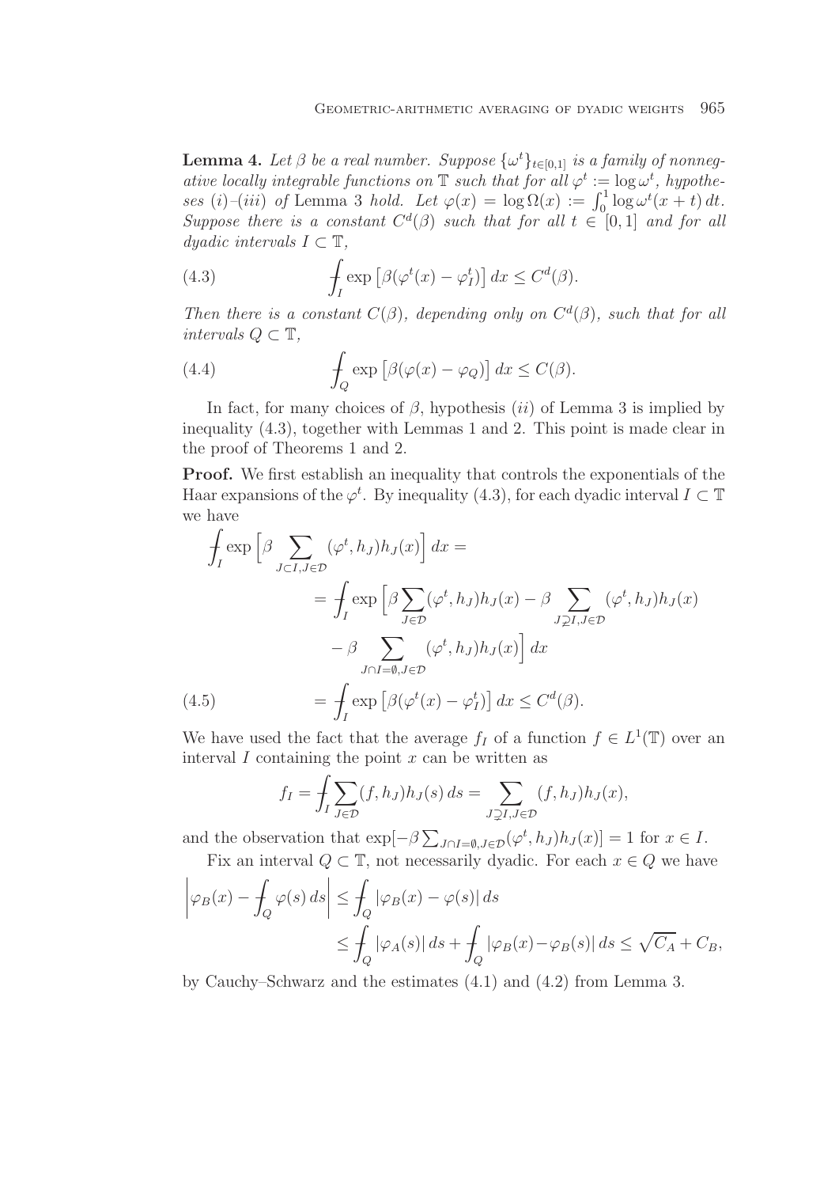**Lemma 4.** *Let $\beta$ be a real number. Suppose $\{\omega^t\}_{t\in[0,1]}$ is a family of nonnegative locally integrable functions on $\mathbb{T}$ such that for all $\varphi^t := \log \omega^t$, hypotheses (i)–(iii) of* Lemma 3 *hold. Let $\varphi(x) = \log \Omega(x) := \int_0^1 \log \omega^t(x+t)\,dt$. Suppose there is a constant $C^d(\beta)$ such that for all $t \in [0,1]$ and for all dyadic intervals $I \subset \mathbb{T}$,*

$$\fint_I \exp\left[\beta(\varphi^t(x) - \varphi^t_I)\right] dx \le C^d(\beta). \tag{4.3}$$

*Then there is a constant $C(\beta)$, depending only on $C^d(\beta)$, such that for all intervals $Q \subset \mathbb{T}$,*

$$\fint_Q \exp\left[\beta(\varphi(x) - \varphi_Q)\right] dx \le C(\beta). \tag{4.4}$$

In fact, for many choices of $\beta$, hypothesis (*ii*) of Lemma 3 is implied by inequality (4.3), together with Lemmas 1 and 2. This point is made clear in the proof of Theorems 1 and 2.

**Proof.** We first establish an inequality that controls the exponentials of the Haar expansions of the $\varphi^t$. By inequality (4.3), for each dyadic interval $I \subset \mathbb{T}$ we have

$$\begin{aligned}
\fint_I \exp\Big[\beta \sum_{J\subset I, J\in\mathcal{D}} (\varphi^t, h_J)h_J(x)\Big]\,dx &= \\
&= \fint_I \exp\Big[\beta \sum_{J\in\mathcal{D}} (\varphi^t, h_J)h_J(x) - \beta \sum_{J\supsetneq I, J\in\mathcal{D}} (\varphi^t, h_J)h_J(x) \\
&\qquad - \beta \sum_{J\cap I=\emptyset, J\in\mathcal{D}} (\varphi^t, h_J)h_J(x)\Big]\,dx \\
&= \fint_I \exp\left[\beta(\varphi^t(x) - \varphi^t_I)\right] dx \le C^d(\beta). 
\end{aligned} \tag{4.5}$$

We have used the fact that the average $f_I$ of a function $f \in L^1(\mathbb{T})$ over an interval $I$ containing the point $x$ can be written as

$$f_I = \fint_I \sum_{J\in\mathcal{D}} (f, h_J)h_J(s)\,ds = \sum_{J\supsetneq I, J\in\mathcal{D}} (f, h_J)h_J(x),$$

and the observation that $\exp[-\beta \sum_{J\cap I=\emptyset, J\in\mathcal{D}} (\varphi^t, h_J)h_J(x)] = 1$ for $x \in I$.

Fix an interval $Q \subset \mathbb{T}$, not necessarily dyadic. For each $x \in Q$ we have

$$\begin{aligned}
\left|\varphi_B(x) - \fint_Q \varphi(s)\,ds\right| &\le \fint_Q |\varphi_B(x) - \varphi(s)|\,ds \\
&\le \fint_Q |\varphi_A(s)|\,ds + \fint_Q |\varphi_B(x) - \varphi_B(s)|\,ds \le \sqrt{C_A} + C_B,
\end{aligned}$$

by Cauchy–Schwarz and the estimates (4.1) and (4.2) from Lemma 3.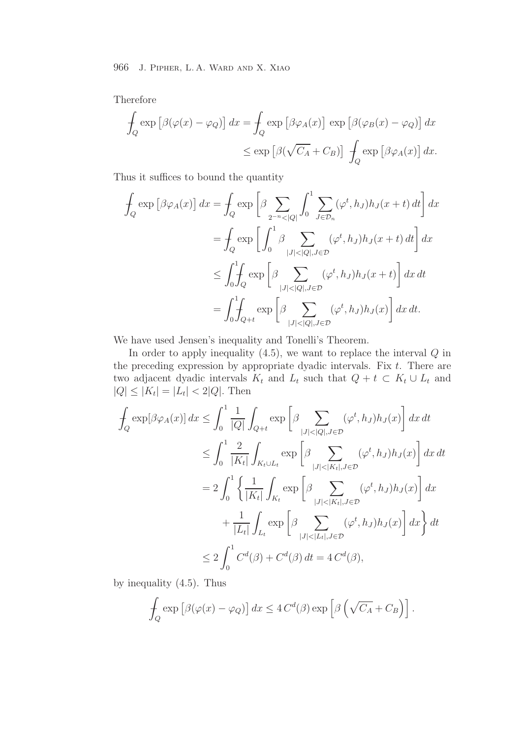Therefore

$$
\begin{aligned}
\fint_Q \exp\left[\beta(\varphi(x) - \varphi_Q)\right] dx &= \fint_Q \exp\left[\beta \varphi_A(x)\right] \exp\left[\beta(\varphi_B(x) - \varphi_Q)\right] dx \\
&\leq \exp\left[\beta(\sqrt{C_A} + C_B)\right] \fint_Q \exp\left[\beta \varphi_A(x)\right] dx.
\end{aligned}
$$

Thus it suffices to bound the quantity

$$
\begin{aligned}
\fint_Q \exp\left[\beta \varphi_A(x)\right] dx &= \fint_Q \exp\left[\beta \sum_{2^{-n} < |Q|} \int_0^1 \sum_{J \in \mathcal{D}_n} (\varphi^t, h_J) h_J(x+t)\, dt\right] dx \\
&= \fint_Q \exp\left[\int_0^1 \beta \sum_{|J| < |Q|, J \in \mathcal{D}} (\varphi^t, h_J) h_J(x+t)\, dt\right] dx \\
&\leq \int_0^1 \fint_Q \exp\left[\beta \sum_{|J| < |Q|, J \in \mathcal{D}} (\varphi^t, h_J) h_J(x+t)\right] dx\, dt \\
&= \int_0^1 \fint_{Q+t} \exp\left[\beta \sum_{|J| < |Q|, J \in \mathcal{D}} (\varphi^t, h_J) h_J(x)\right] dx\, dt.
\end{aligned}
$$

We have used Jensen's inequality and Tonelli's Theorem.

In order to apply inequality (4.5), we want to replace the interval $Q$ in the preceding expression by appropriate dyadic intervals. Fix $t$. There are two adjacent dyadic intervals $K_t$ and $L_t$ such that $Q + t \subset K_t \cup L_t$ and $|Q| \leq |K_t| = |L_t| < 2|Q|$. Then

$$
\begin{aligned}
\fint_Q \exp[\beta \varphi_A(x)]\, dx &\leq \int_0^1 \frac{1}{|Q|} \int_{Q+t} \exp\left[\beta \sum_{|J| < |Q|, J \in \mathcal{D}} (\varphi^t, h_J) h_J(x)\right] dx\, dt \\
&\leq \int_0^1 \frac{2}{|K_t|} \int_{K_t \cup L_t} \exp\left[\beta \sum_{|J| < |K_t|, J \in \mathcal{D}} (\varphi^t, h_J) h_J(x)\right] dx\, dt \\
&= 2 \int_0^1 \left\{ \frac{1}{|K_t|} \int_{K_t} \exp\left[\beta \sum_{|J| < |K_t|, J \in \mathcal{D}} (\varphi^t, h_J) h_J(x)\right] dx \right. \\
&\qquad \left. + \frac{1}{|L_t|} \int_{L_t} \exp\left[\beta \sum_{|J| < |L_t|, J \in \mathcal{D}} (\varphi^t, h_J) h_J(x)\right] dx \right\} dt \\
&\leq 2 \int_0^1 C^d(\beta) + C^d(\beta)\, dt = 4\, C^d(\beta),
\end{aligned}
$$

by inequality (4.5). Thus

$$
\fint_Q \exp\left[\beta(\varphi(x) - \varphi_Q)\right] dx \leq 4\, C^d(\beta) \exp\left[\beta\left(\sqrt{C_A} + C_B\right)\right].
$$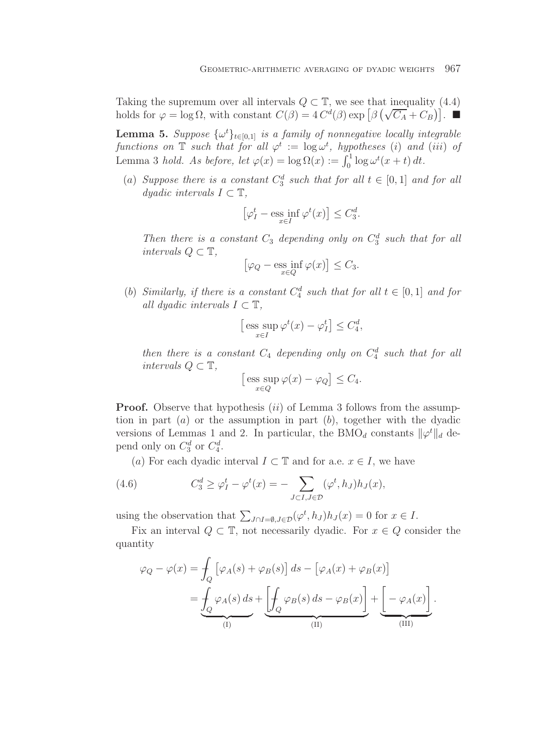Taking the supremum over all intervals $Q \subset \mathbb{T}$, we see that inequality (4.4) holds for $\varphi = \log \Omega$, with constant $C(\beta) = 4\, C^d(\beta) \exp\left[\beta\left(\sqrt{C_A} + C_B\right)\right]$. ■

**Lemma 5.** *Suppose $\{\omega^t\}_{t\in[0,1]}$ is a family of nonnegative locally integrable functions on $\mathbb{T}$ such that for all $\varphi^t := \log \omega^t$, hypotheses $(i)$ and $(iii)$ of* Lemma 3 *hold. As before, let $\varphi(x) = \log \Omega(x) := \int_0^1 \log \omega^t(x+t)\, dt$.*

- $(a)$ *Suppose there is a constant $C_3^d$ such that for all $t \in [0,1]$ and for all dyadic intervals $I \subset \mathbb{T}$,*

$$\left[\varphi^t_I - \operatorname*{ess\,inf}_{x\in I} \varphi^t(x)\right] \le C_3^d.$$

  *Then there is a constant $C_3$ depending only on $C_3^d$ such that for all intervals $Q \subset \mathbb{T}$,*

$$\left[\varphi_Q - \operatorname*{ess\,inf}_{x\in Q} \varphi(x)\right] \le C_3.$$

- $(b)$ *Similarly, if there is a constant $C_4^d$ such that for all $t \in [0,1]$ and for all dyadic intervals $I \subset \mathbb{T}$,*

$$\left[\operatorname*{ess\,sup}_{x\in I} \varphi^t(x) - \varphi^t_I\right] \le C_4^d,$$

  *then there is a constant $C_4$ depending only on $C_4^d$ such that for all intervals $Q \subset \mathbb{T}$,*

$$\left[\operatorname*{ess\,sup}_{x\in Q} \varphi(x) - \varphi_Q\right] \le C_4.$$

**Proof.** Observe that hypothesis $(ii)$ of Lemma 3 follows from the assumption in part $(a)$ or the assumption in part $(b)$, together with the dyadic versions of Lemmas 1 and 2. In particular, the $\mathrm{BMO}_d$ constants $\|\varphi^t\|_d$ depend only on $C_3^d$ or $C_4^d$.

$(a)$ For each dyadic interval $I \subset \mathbb{T}$ and for a.e. $x \in I$, we have

$$C_3^d \ge \varphi^t_I - \varphi^t(x) = -\sum_{J\subset I, J\in\mathcal{D}} (\varphi^t, h_J) h_J(x), \tag{4.6}$$

using the observation that $\sum_{J\cap I=\emptyset, J\in\mathcal{D}} (\varphi^t, h_J) h_J(x) = 0$ for $x \in I$.

Fix an interval $Q \subset \mathbb{T}$, not necessarily dyadic. For $x \in Q$ consider the quantity

$$\begin{aligned}
\varphi_Q - \varphi(x) &= \fint_Q \left[\varphi_A(s) + \varphi_B(s)\right] ds - \left[\varphi_A(x) + \varphi_B(x)\right] \\
&= \underbrace{\fint_Q \varphi_A(s)\, ds}_{\text{(I)}} + \underbrace{\left[\fint_Q \varphi_B(s)\, ds - \varphi_B(x)\right]}_{\text{(II)}} + \underbrace{\left[-\varphi_A(x)\right]}_{\text{(III)}}.
\end{aligned}$$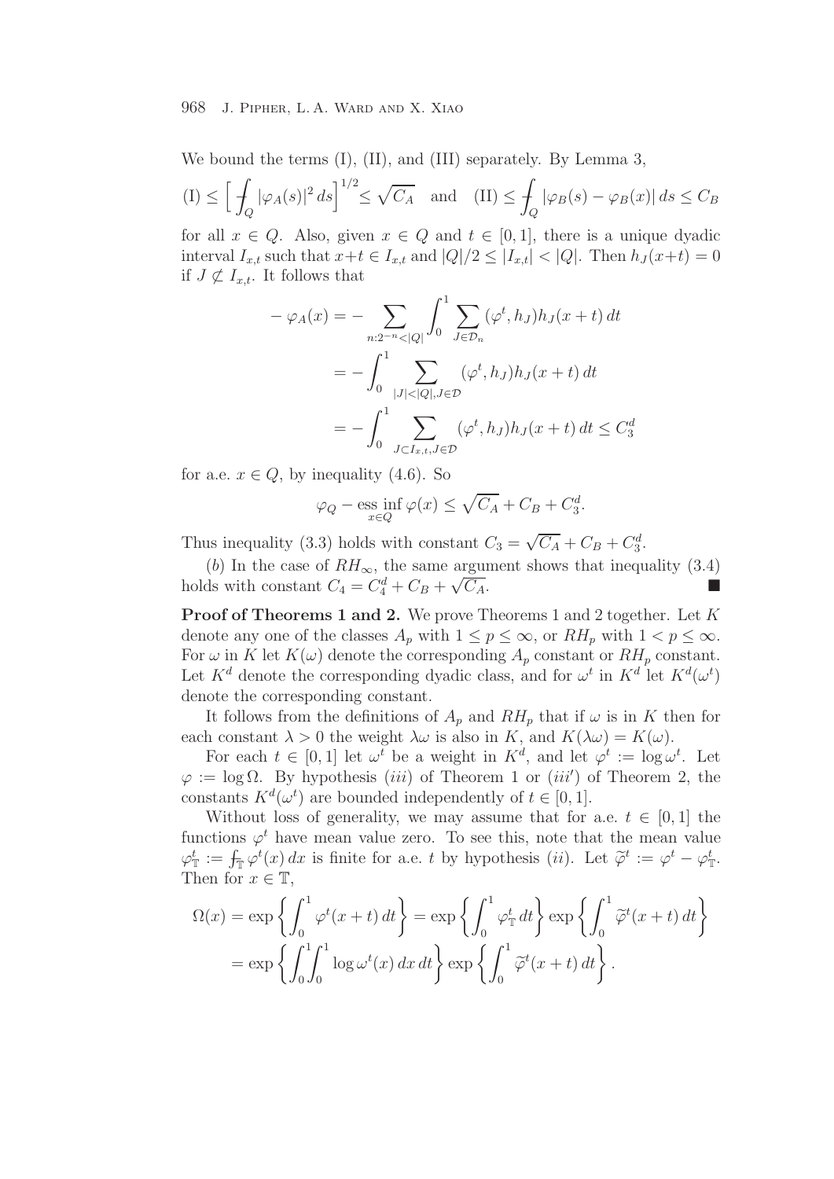We bound the terms (I), (II), and (III) separately. By Lemma 3,

$$\text{(I)} \leq \Big[ \fint_Q |\varphi_A(s)|^2 \, ds \Big]^{1/2} \leq \sqrt{C_A} \quad \text{and} \quad \text{(II)} \leq \fint_Q |\varphi_B(s) - \varphi_B(x)| \, ds \leq C_B$$

for all $x \in Q$. Also, given $x \in Q$ and $t \in [0,1]$, there is a unique dyadic interval $I_{x,t}$ such that $x+t \in I_{x,t}$ and $|Q|/2 \leq |I_{x,t}| < |Q|$. Then $h_J(x+t) = 0$ if $J \not\subset I_{x,t}$. It follows that

$$\begin{aligned}
-\varphi_A(x) &= -\sum_{n: 2^{-n} < |Q|} \int_0^1 \sum_{J \in \mathcal{D}_n} (\varphi^t, h_J) h_J(x+t) \, dt \\
&= -\int_0^1 \sum_{|J| < |Q|, J \in \mathcal{D}} (\varphi^t, h_J) h_J(x+t) \, dt \\
&= -\int_0^1 \sum_{J \subset I_{x,t}, J \in \mathcal{D}} (\varphi^t, h_J) h_J(x+t) \, dt \leq C_3^d
\end{aligned}$$

for a.e. $x \in Q$, by inequality (4.6). So

$$\varphi_Q - \operatorname*{ess\,inf}_{x \in Q} \varphi(x) \leq \sqrt{C_A} + C_B + C_3^d.$$

Thus inequality (3.3) holds with constant $C_3 = \sqrt{C_A} + C_B + C_3^d$.

($b$) In the case of $RH_\infty$, the same argument shows that inequality (3.4) holds with constant $C_4 = C_4^d + C_B + \sqrt{C_A}$. ■

**Proof of Theorems 1 and 2.** We prove Theorems 1 and 2 together. Let $K$ denote any one of the classes $A_p$ with $1 \leq p \leq \infty$, or $RH_p$ with $1 < p \leq \infty$. For $\omega$ in $K$ let $K(\omega)$ denote the corresponding $A_p$ constant or $RH_p$ constant. Let $K^d$ denote the corresponding dyadic class, and for $\omega^t$ in $K^d$ let $K^d(\omega^t)$ denote the corresponding constant.

It follows from the definitions of $A_p$ and $RH_p$ that if $\omega$ is in $K$ then for each constant $\lambda > 0$ the weight $\lambda\omega$ is also in $K$, and $K(\lambda\omega) = K(\omega)$.

For each $t \in [0,1]$ let $\omega^t$ be a weight in $K^d$, and let $\varphi^t := \log \omega^t$. Let $\varphi := \log \Omega$. By hypothesis ($iii$) of Theorem 1 or ($iii'$) of Theorem 2, the constants $K^d(\omega^t)$ are bounded independently of $t \in [0,1]$.

Without loss of generality, we may assume that for a.e. $t \in [0,1]$ the functions $\varphi^t$ have mean value zero. To see this, note that the mean value $\varphi^t_{\mathbb{T}} := \fint_{\mathbb{T}} \varphi^t(x) \, dx$ is finite for a.e. $t$ by hypothesis ($ii$). Let $\widetilde{\varphi}^t := \varphi^t - \varphi^t_{\mathbb{T}}$. Then for $x \in \mathbb{T}$,

$$\begin{aligned}
\Omega(x) = \exp\left\{ \int_0^1 \varphi^t(x+t) \, dt \right\} &= \exp\left\{ \int_0^1 \varphi^t_{\mathbb{T}} \, dt \right\} \exp\left\{ \int_0^1 \widetilde{\varphi}^t(x+t) \, dt \right\} \\
&= \exp\left\{ \int_0^1 \int_0^1 \log \omega^t(x) \, dx \, dt \right\} \exp\left\{ \int_0^1 \widetilde{\varphi}^t(x+t) \, dt \right\}.
\end{aligned}$$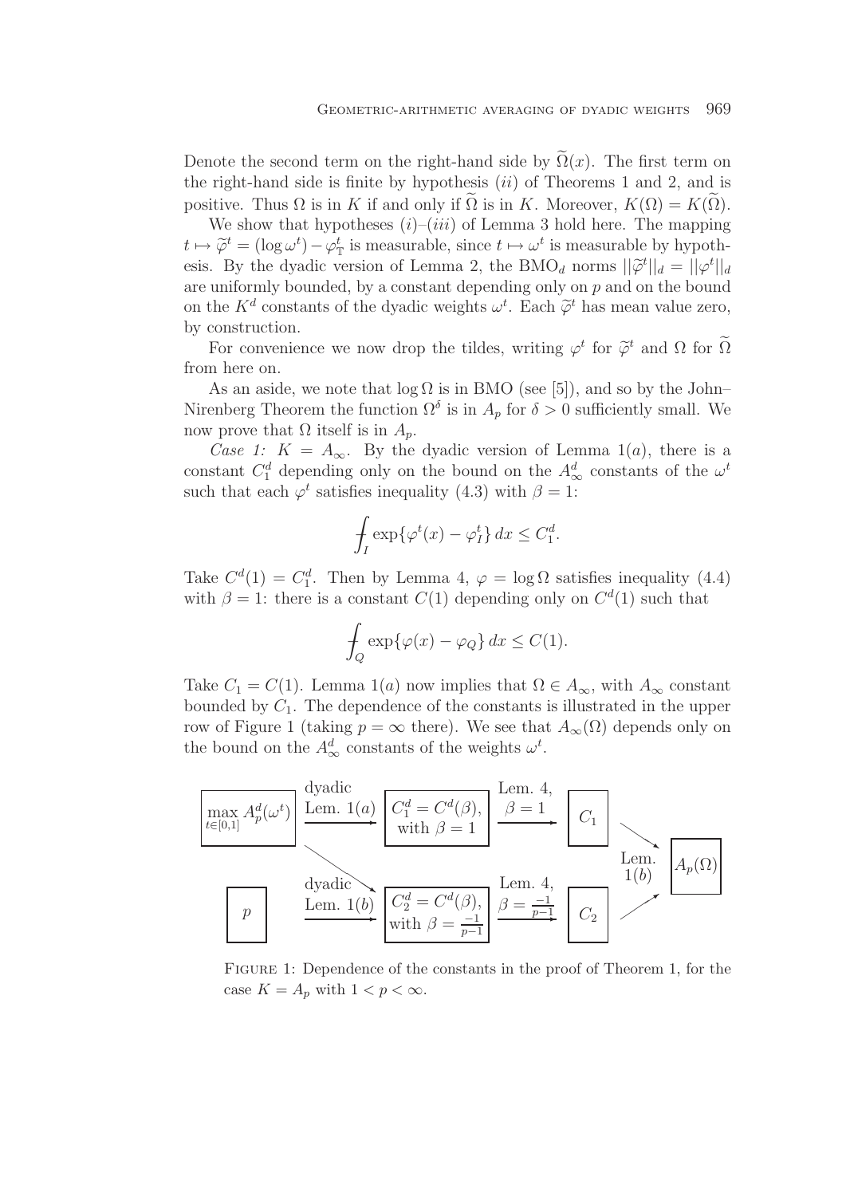Denote the second term on the right-hand side by $\widetilde{\Omega}(x)$. The first term on the right-hand side is finite by hypothesis $(ii)$ of Theorems 1 and 2, and is positive. Thus $\Omega$ is in $K$ if and only if $\widetilde{\Omega}$ is in $K$. Moreover, $K(\Omega) = K(\widetilde{\Omega})$.

We show that hypotheses $(i)$–$(iii)$ of Lemma 3 hold here. The mapping $t \mapsto \widetilde{\varphi}^t = (\log \omega^t) - \varphi^t_{\mathbb{T}}$ is measurable, since $t \mapsto \omega^t$ is measurable by hypothesis. By the dyadic version of Lemma 2, the $\mathrm{BMO}_d$ norms $||\widetilde{\varphi}^t||_d = ||\varphi^t||_d$ are uniformly bounded, by a constant depending only on $p$ and on the bound on the $K^d$ constants of the dyadic weights $\omega^t$. Each $\widetilde{\varphi}^t$ has mean value zero, by construction.

For convenience we now drop the tildes, writing $\varphi^t$ for $\widetilde{\varphi}^t$ and $\Omega$ for $\widetilde{\Omega}$ from here on.

As an aside, we note that $\log \Omega$ is in BMO (see [5]), and so by the John–Nirenberg Theorem the function $\Omega^\delta$ is in $A_p$ for $\delta > 0$ sufficiently small. We now prove that $\Omega$ itself is in $A_p$.

*Case 1:* $K = A_\infty$. By the dyadic version of Lemma 1$(a)$, there is a constant $C_1^d$ depending only on the bound on the $A_\infty^d$ constants of the $\omega^t$ such that each $\varphi^t$ satisfies inequality (4.3) with $\beta = 1$:

$$\fint_I \exp\{\varphi^t(x) - \varphi^t_I\}\, dx \le C_1^d.$$

Take $C^d(1) = C_1^d$. Then by Lemma 4, $\varphi = \log \Omega$ satisfies inequality (4.4) with $\beta = 1$: there is a constant $C(1)$ depending only on $C^d(1)$ such that

$$\fint_Q \exp\{\varphi(x) - \varphi_Q\}\, dx \le C(1).$$

Take $C_1 = C(1)$. Lemma 1$(a)$ now implies that $\Omega \in A_\infty$, with $A_\infty$ constant bounded by $C_1$. The dependence of the constants is illustrated in the upper row of Figure 1 (taking $p = \infty$ there). We see that $A_\infty(\Omega)$ depends only on the bound on the $A_\infty^d$ constants of the weights $\omega^t$.

FIGURE 1: Dependence of the constants in the proof of Theorem 1, for the case $K = A_p$ with $1 < p < \infty$.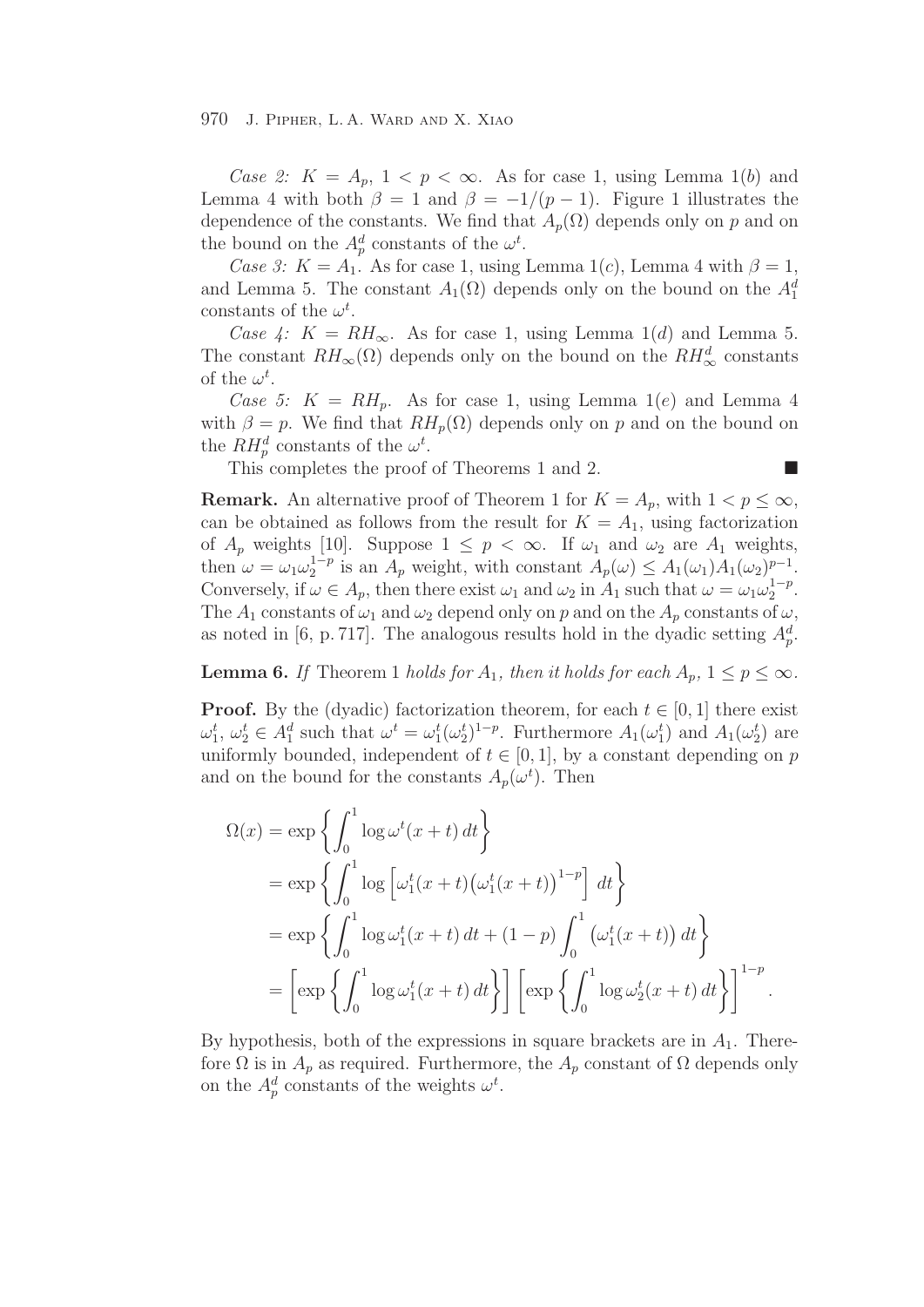*Case 2:* $K = A_p$, $1 < p < \infty$. As for case 1, using Lemma 1$(b)$ and Lemma 4 with both $\beta = 1$ and $\beta = -1/(p-1)$. Figure 1 illustrates the dependence of the constants. We find that $A_p(\Omega)$ depends only on $p$ and on the bound on the $A_p^d$ constants of the $\omega^t$.

*Case 3:* $K = A_1$. As for case 1, using Lemma 1$(c)$, Lemma 4 with $\beta = 1$, and Lemma 5. The constant $A_1(\Omega)$ depends only on the bound on the $A_1^d$ constants of the $\omega^t$.

*Case 4:* $K = RH_\infty$. As for case 1, using Lemma 1$(d)$ and Lemma 5. The constant $RH_\infty(\Omega)$ depends only on the bound on the $RH_\infty^d$ constants of the $\omega^t$.

*Case 5:* $K = RH_p$. As for case 1, using Lemma 1$(e)$ and Lemma 4 with $\beta = p$. We find that $RH_p(\Omega)$ depends only on $p$ and on the bound on the $RH_p^d$ constants of the $\omega^t$.

This completes the proof of Theorems 1 and 2. ■

**Remark.** An alternative proof of Theorem 1 for $K = A_p$, with $1 < p \leq \infty$, can be obtained as follows from the result for $K = A_1$, using factorization of $A_p$ weights [10]. Suppose $1 \leq p < \infty$. If $\omega_1$ and $\omega_2$ are $A_1$ weights, then $\omega = \omega_1 \omega_2^{1-p}$ is an $A_p$ weight, with constant $A_p(\omega) \leq A_1(\omega_1) A_1(\omega_2)^{p-1}$. Conversely, if $\omega \in A_p$, then there exist $\omega_1$ and $\omega_2$ in $A_1$ such that $\omega = \omega_1 \omega_2^{1-p}$. The $A_1$ constants of $\omega_1$ and $\omega_2$ depend only on $p$ and on the $A_p$ constants of $\omega$, as noted in [6, p. 717]. The analogous results hold in the dyadic setting $A_p^d$.

**Lemma 6.** *If* Theorem 1 *holds for* $A_1$*, then it holds for each* $A_p$*,* $1 \leq p \leq \infty$*.*

**Proof.** By the (dyadic) factorization theorem, for each $t \in [0,1]$ there exist $\omega_1^t$, $\omega_2^t \in A_1^d$ such that $\omega^t = \omega_1^t (\omega_2^t)^{1-p}$. Furthermore $A_1(\omega_1^t)$ and $A_1(\omega_2^t)$ are uniformly bounded, independent of $t \in [0,1]$, by a constant depending on $p$ and on the bound for the constants $A_p(\omega^t)$. Then

$$
\begin{aligned}
\Omega(x) &= \exp\left\{ \int_0^1 \log \omega^t(x+t)\, dt \right\} \\
&= \exp\left\{ \int_0^1 \log \left[ \omega_1^t(x+t) \big(\omega_1^t(x+t)\big)^{1-p} \right] dt \right\} \\
&= \exp\left\{ \int_0^1 \log \omega_1^t(x+t)\, dt + (1-p) \int_0^1 \big(\omega_1^t(x+t)\big)\, dt \right\} \\
&= \left[ \exp\left\{ \int_0^1 \log \omega_1^t(x+t)\, dt \right\} \right] \left[ \exp\left\{ \int_0^1 \log \omega_2^t(x+t)\, dt \right\} \right]^{1-p}.
\end{aligned}
$$

By hypothesis, both of the expressions in square brackets are in $A_1$. Therefore $\Omega$ is in $A_p$ as required. Furthermore, the $A_p$ constant of $\Omega$ depends only on the $A_p^d$ constants of the weights $\omega^t$.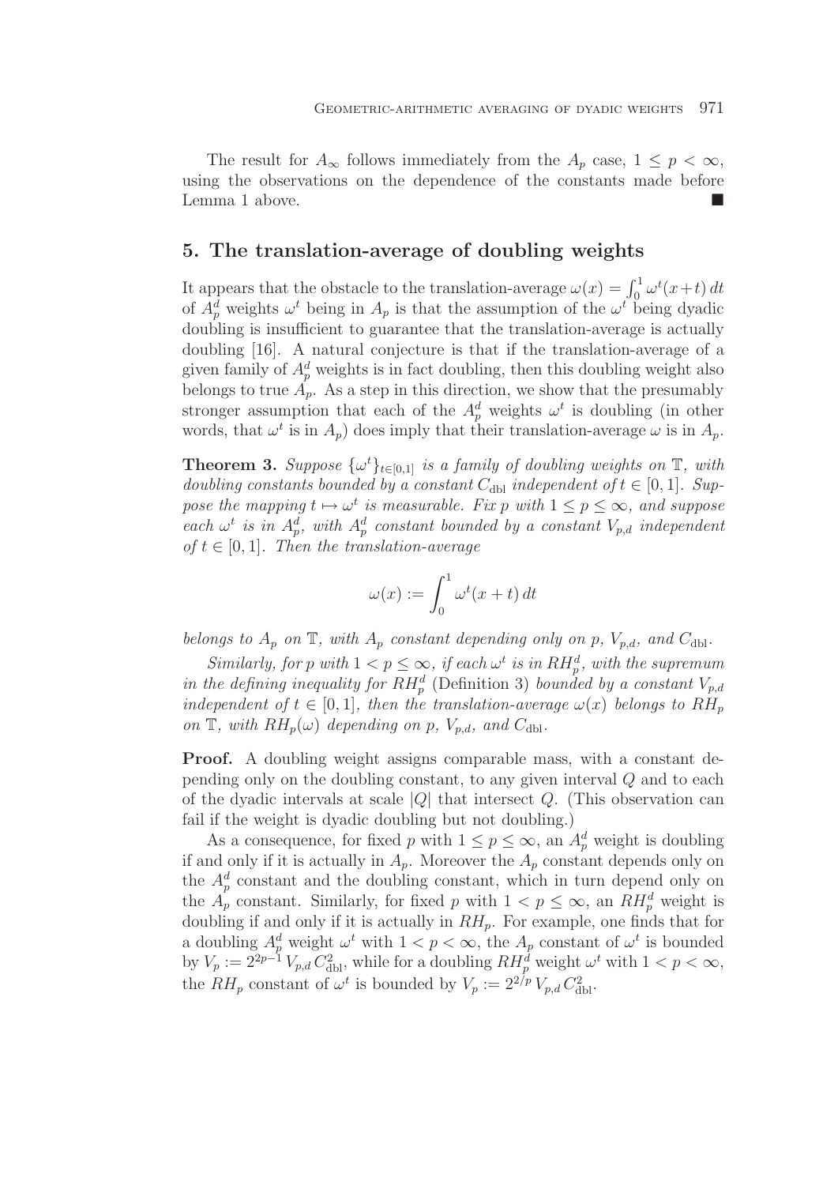The result for $A_\infty$ follows immediately from the $A_p$ case, $1 \leq p < \infty$, using the observations on the dependence of the constants made before Lemma 1 above. ■

## 5. The translation-average of doubling weights

It appears that the obstacle to the translation-average $\omega(x) = \int_0^1 \omega^t(x+t)\,dt$ of $A_p^d$ weights $\omega^t$ being in $A_p$ is that the assumption of the $\omega^t$ being dyadic doubling is insufficient to guarantee that the translation-average is actually doubling [16]. A natural conjecture is that if the translation-average of a given family of $A_p^d$ weights is in fact doubling, then this doubling weight also belongs to true $A_p$. As a step in this direction, we show that the presumably stronger assumption that each of the $A_p^d$ weights $\omega^t$ is doubling (in other words, that $\omega^t$ is in $A_p$) does imply that their translation-average $\omega$ is in $A_p$.

**Theorem 3.** *Suppose $\{\omega^t\}_{t\in[0,1]}$ is a family of doubling weights on $\mathbb{T}$, with doubling constants bounded by a constant $C_{\rm dbl}$ independent of $t \in [0,1]$. Suppose the mapping $t \mapsto \omega^t$ is measurable. Fix $p$ with $1 \leq p \leq \infty$, and suppose each $\omega^t$ is in $A_p^d$, with $A_p^d$ constant bounded by a constant $V_{p,d}$ independent of $t \in [0,1]$. Then the translation-average*

$$\omega(x) := \int_0^1 \omega^t(x+t)\,dt$$

*belongs to $A_p$ on $\mathbb{T}$, with $A_p$ constant depending only on $p$, $V_{p,d}$, and $C_{\rm dbl}$.*

*Similarly, for $p$ with $1 < p \leq \infty$, if each $\omega^t$ is in $RH_p^d$, with the supremum in the defining inequality for $RH_p^d$ (Definition 3) bounded by a constant $V_{p,d}$ independent of $t \in [0,1]$, then the translation-average $\omega(x)$ belongs to $RH_p$ on $\mathbb{T}$, with $RH_p(\omega)$ depending on $p$, $V_{p,d}$, and $C_{\rm dbl}$.*

**Proof.** A doubling weight assigns comparable mass, with a constant depending only on the doubling constant, to any given interval $Q$ and to each of the dyadic intervals at scale $|Q|$ that intersect $Q$. (This observation can fail if the weight is dyadic doubling but not doubling.)

As a consequence, for fixed $p$ with $1 \leq p \leq \infty$, an $A_p^d$ weight is doubling if and only if it is actually in $A_p$. Moreover the $A_p$ constant depends only on the $A_p^d$ constant and the doubling constant, which in turn depend only on the $A_p$ constant. Similarly, for fixed $p$ with $1 < p \leq \infty$, an $RH_p^d$ weight is doubling if and only if it is actually in $RH_p$. For example, one finds that for a doubling $A_p^d$ weight $\omega^t$ with $1 < p < \infty$, the $A_p$ constant of $\omega^t$ is bounded by $V_p := 2^{2p-1}\,V_{p,d}\,C_{\rm dbl}^2$, while for a doubling $RH_p^d$ weight $\omega^t$ with $1 < p < \infty$, the $RH_p$ constant of $\omega^t$ is bounded by $V_p := 2^{2/p}\,V_{p,d}\,C_{\rm dbl}^2$.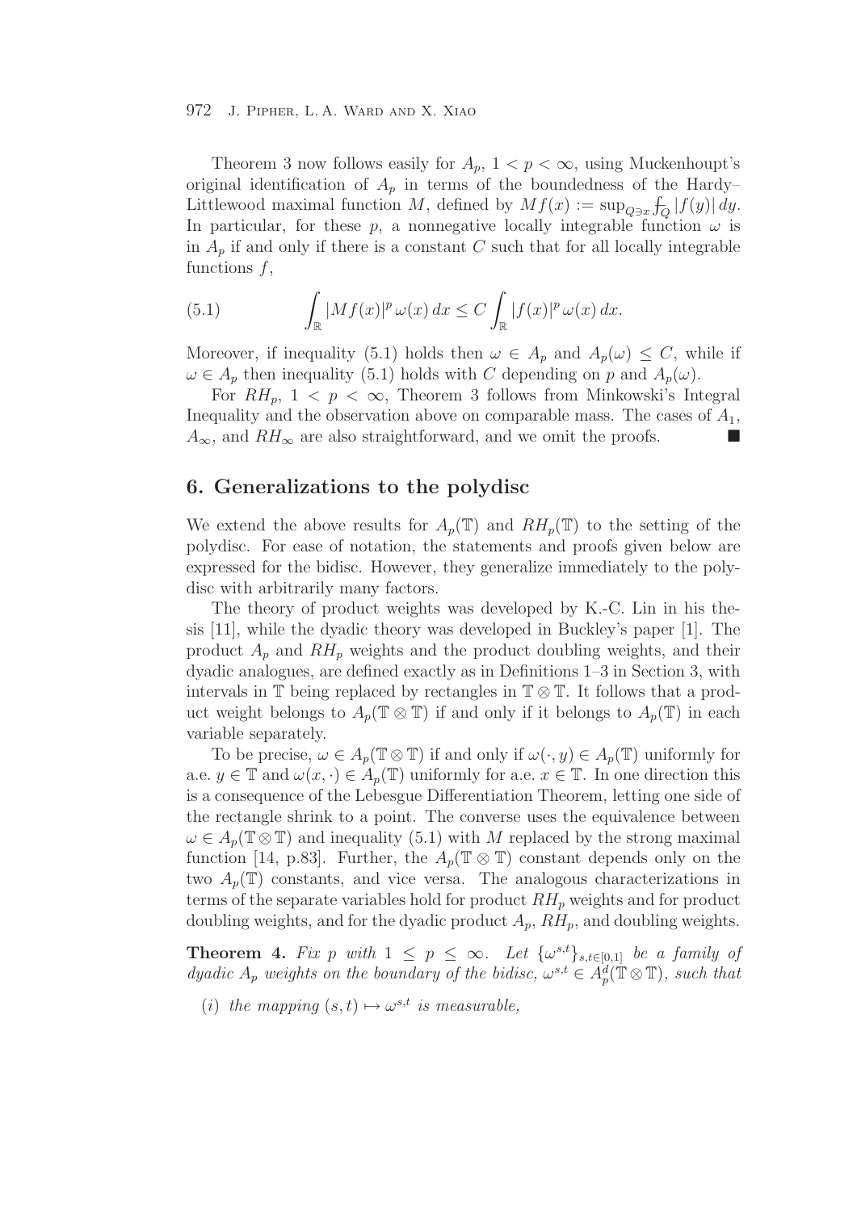Theorem 3 now follows easily for $A_p$, $1 < p < \infty$, using Muckenhoupt's original identification of $A_p$ in terms of the boundedness of the Hardy–Littlewood maximal function $M$, defined by $Mf(x) := \sup_{Q \ni x} \fint_Q |f(y)|\,dy$. In particular, for these $p$, a nonnegative locally integrable function $\omega$ is in $A_p$ if and only if there is a constant $C$ such that for all locally integrable functions $f$,

$$\int_{\mathbb{R}} |Mf(x)|^p \,\omega(x)\,dx \leq C \int_{\mathbb{R}} |f(x)|^p \,\omega(x)\,dx. \tag{5.1}$$

Moreover, if inequality (5.1) holds then $\omega \in A_p$ and $A_p(\omega) \leq C$, while if $\omega \in A_p$ then inequality (5.1) holds with $C$ depending on $p$ and $A_p(\omega)$.

For $RH_p$, $1 < p < \infty$, Theorem 3 follows from Minkowski's Integral Inequality and the observation above on comparable mass. The cases of $A_1$, $A_\infty$, and $RH_\infty$ are also straightforward, and we omit the proofs. ∎

## 6. Generalizations to the polydisc

We extend the above results for $A_p(\mathbb{T})$ and $RH_p(\mathbb{T})$ to the setting of the polydisc. For ease of notation, the statements and proofs given below are expressed for the bidisc. However, they generalize immediately to the polydisc with arbitrarily many factors.

The theory of product weights was developed by K.-C. Lin in his thesis [11], while the dyadic theory was developed in Buckley's paper [1]. The product $A_p$ and $RH_p$ weights and the product doubling weights, and their dyadic analogues, are defined exactly as in Definitions 1–3 in Section 3, with intervals in $\mathbb{T}$ being replaced by rectangles in $\mathbb{T} \otimes \mathbb{T}$. It follows that a product weight belongs to $A_p(\mathbb{T} \otimes \mathbb{T})$ if and only if it belongs to $A_p(\mathbb{T})$ in each variable separately.

To be precise, $\omega \in A_p(\mathbb{T} \otimes \mathbb{T})$ if and only if $\omega(\cdot, y) \in A_p(\mathbb{T})$ uniformly for a.e. $y \in \mathbb{T}$ and $\omega(x, \cdot) \in A_p(\mathbb{T})$ uniformly for a.e. $x \in \mathbb{T}$. In one direction this is a consequence of the Lebesgue Differentiation Theorem, letting one side of the rectangle shrink to a point. The converse uses the equivalence between $\omega \in A_p(\mathbb{T} \otimes \mathbb{T})$ and inequality (5.1) with $M$ replaced by the strong maximal function [14, p.83]. Further, the $A_p(\mathbb{T} \otimes \mathbb{T})$ constant depends only on the two $A_p(\mathbb{T})$ constants, and vice versa. The analogous characterizations in terms of the separate variables hold for product $RH_p$ weights and for product doubling weights, and for the dyadic product $A_p$, $RH_p$, and doubling weights.

**Theorem 4.** *Fix $p$ with $1 \leq p \leq \infty$. Let $\{\omega^{s,t}\}_{s,t \in [0,1]}$ be a family of dyadic $A_p$ weights on the boundary of the bidisc, $\omega^{s,t} \in A_p^d(\mathbb{T} \otimes \mathbb{T})$, such that*

(*i*) *the mapping $(s, t) \mapsto \omega^{s,t}$ is measurable,*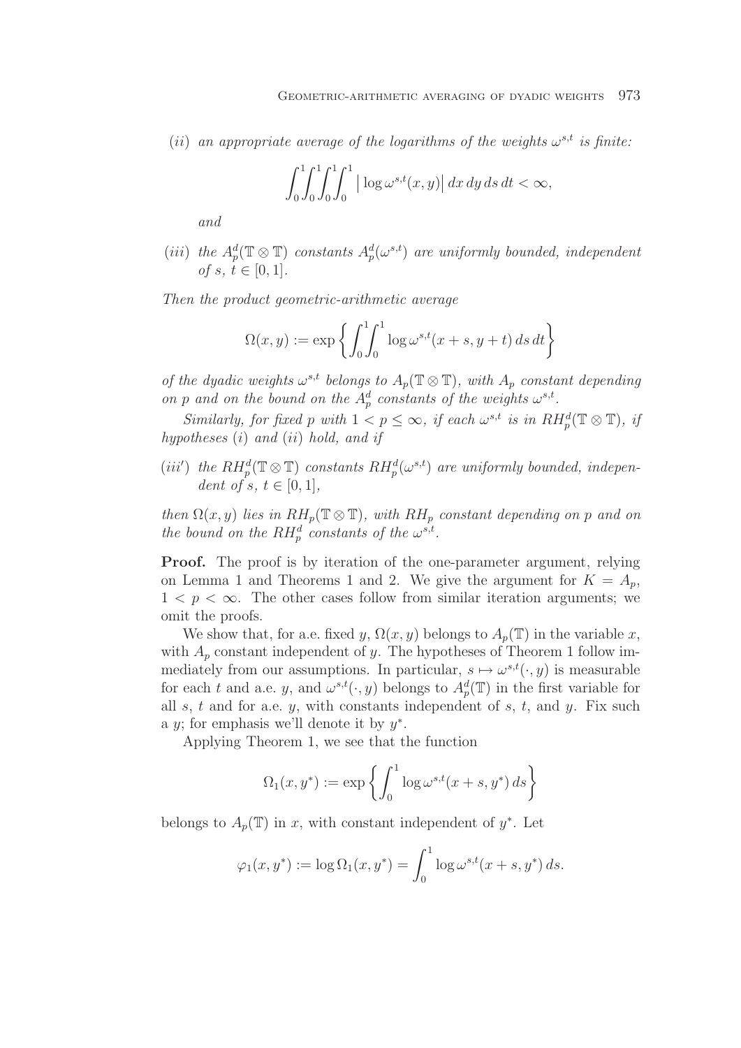(*ii*) *an appropriate average of the logarithms of the weights* $\omega^{s,t}$ *is finite:*

$$\int_0^1\!\!\int_0^1\!\!\int_0^1\!\!\int_0^1 \big|\log \omega^{s,t}(x,y)\big|\,dx\,dy\,ds\,dt < \infty,$$

*and*

(*iii*) *the* $A_p^d(\mathbb{T}\otimes\mathbb{T})$ *constants* $A_p^d(\omega^{s,t})$ *are uniformly bounded, independent of* $s$, $t\in[0,1]$.

*Then the product geometric-arithmetic average*

$$\Omega(x,y) := \exp\left\{\int_0^1\!\!\int_0^1 \log \omega^{s,t}(x+s,y+t)\,ds\,dt\right\}$$

*of the dyadic weights* $\omega^{s,t}$ *belongs to* $A_p(\mathbb{T}\otimes\mathbb{T})$, *with* $A_p$ *constant depending on* $p$ *and on the bound on the* $A_p^d$ *constants of the weights* $\omega^{s,t}$.

*Similarly, for fixed* $p$ *with* $1 < p \le \infty$, *if each* $\omega^{s,t}$ *is in* $RH_p^d(\mathbb{T}\otimes\mathbb{T})$, *if hypotheses* (*i*) *and* (*ii*) *hold, and if*

(*iii′*) *the* $RH_p^d(\mathbb{T}\otimes\mathbb{T})$ *constants* $RH_p^d(\omega^{s,t})$ *are uniformly bounded, independent of* $s$, $t\in[0,1]$,

*then* $\Omega(x,y)$ *lies in* $RH_p(\mathbb{T}\otimes\mathbb{T})$, *with* $RH_p$ *constant depending on* $p$ *and on the bound on the* $RH_p^d$ *constants of the* $\omega^{s,t}$.

**Proof.** The proof is by iteration of the one-parameter argument, relying on Lemma 1 and Theorems 1 and 2. We give the argument for $K = A_p$, $1 < p < \infty$. The other cases follow from similar iteration arguments; we omit the proofs.

We show that, for a.e. fixed $y$, $\Omega(x,y)$ belongs to $A_p(\mathbb{T})$ in the variable $x$, with $A_p$ constant independent of $y$. The hypotheses of Theorem 1 follow immediately from our assumptions. In particular, $s\mapsto \omega^{s,t}(\cdot,y)$ is measurable for each $t$ and a.e. $y$, and $\omega^{s,t}(\cdot,y)$ belongs to $A_p^d(\mathbb{T})$ in the first variable for all $s$, $t$ and for a.e. $y$, with constants independent of $s$, $t$, and $y$. Fix such a $y$; for emphasis we'll denote it by $y^*$.

Applying Theorem 1, we see that the function

$$\Omega_1(x,y^*) := \exp\left\{\int_0^1 \log \omega^{s,t}(x+s,y^*)\,ds\right\}$$

belongs to $A_p(\mathbb{T})$ in $x$, with constant independent of $y^*$. Let

$$\varphi_1(x,y^*) := \log \Omega_1(x,y^*) = \int_0^1 \log \omega^{s,t}(x+s,y^*)\,ds.$$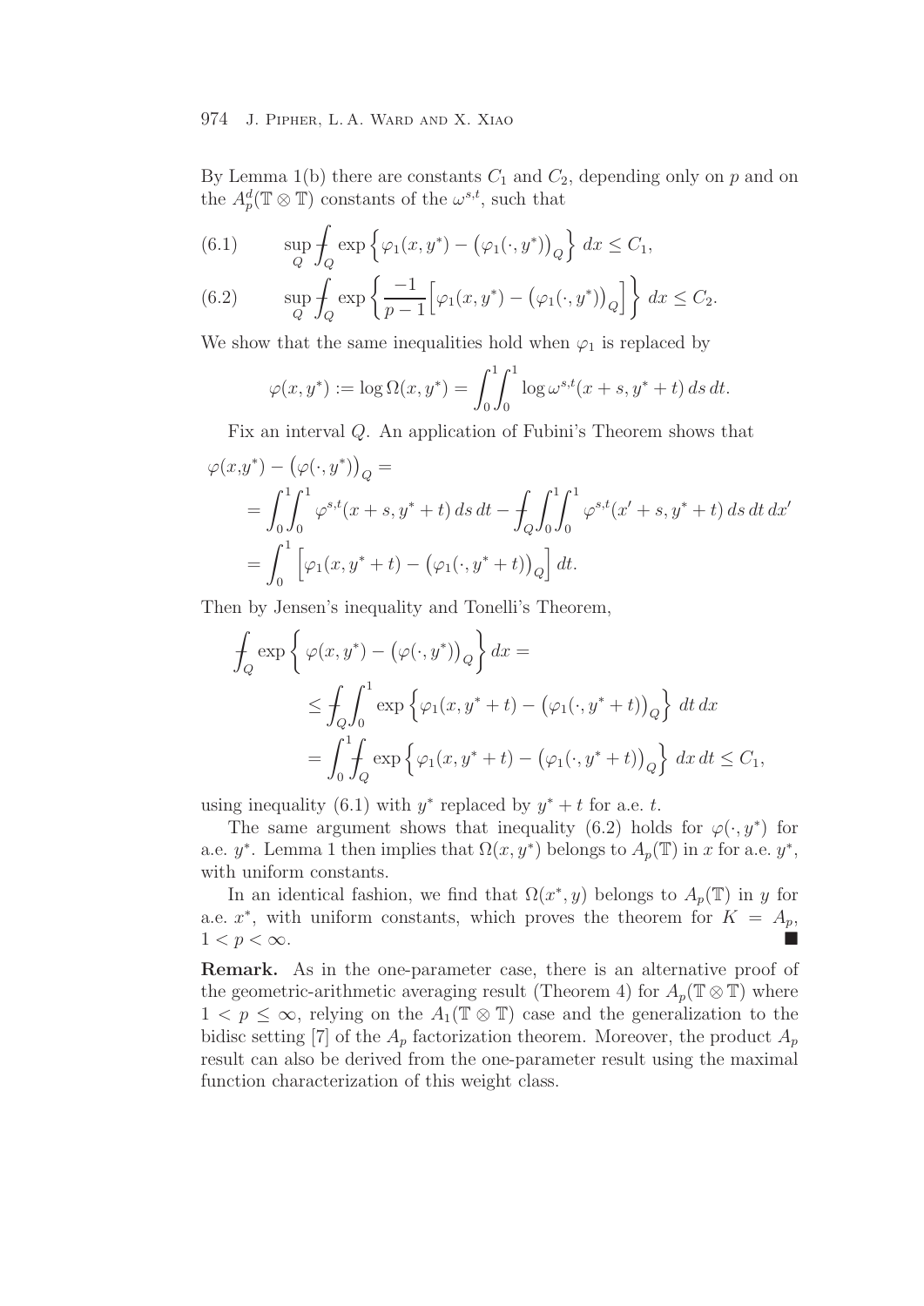By Lemma 1(b) there are constants $C_1$ and $C_2$, depending only on $p$ and on the $A_p^d(\mathbb{T} \otimes \mathbb{T})$ constants of the $\omega^{s,t}$, such that

$$\sup_Q \fint_Q \exp\Big\{\varphi_1(x, y^*) - \big(\varphi_1(\cdot, y^*)\big)_Q\Big\}\, dx \le C_1, \tag{6.1}$$

$$\sup_Q \fint_Q \exp\Big\{\frac{-1}{p-1}\Big[\varphi_1(x, y^*) - \big(\varphi_1(\cdot, y^*)\big)_Q\Big]\Big\}\, dx \le C_2. \tag{6.2}$$

We show that the same inequalities hold when $\varphi_1$ is replaced by

$$\varphi(x, y^*) := \log \Omega(x, y^*) = \int_0^1\!\!\int_0^1 \log \omega^{s,t}(x+s, y^*+t)\, ds\, dt.$$

Fix an interval $Q$. An application of Fubini's Theorem shows that

$$\begin{aligned}
\varphi(x,y^*) - \big(\varphi(\cdot, y^*)\big)_Q &= \\
&= \int_0^1\!\!\int_0^1 \varphi^{s,t}(x+s, y^*+t)\, ds\, dt - \fint_Q\int_0^1\!\!\int_0^1 \varphi^{s,t}(x'+s, y^*+t)\, ds\, dt\, dx' \\
&= \int_0^1 \Big[\varphi_1(x, y^*+t) - \big(\varphi_1(\cdot, y^*+t)\big)_Q\Big]\, dt.
\end{aligned}$$

Then by Jensen's inequality and Tonelli's Theorem,

$$\begin{aligned}
\fint_Q \exp\Big\{\, \varphi(x, y^*) - \big(\varphi(\cdot, y^*)\big)_Q\Big\}\, dx &= \\
&\le \fint_Q\int_0^1 \exp\Big\{\varphi_1(x, y^*+t) - \big(\varphi_1(\cdot, y^*+t)\big)_Q\Big\}\, dt\, dx \\
&= \int_0^1\fint_Q \exp\Big\{\varphi_1(x, y^*+t) - \big(\varphi_1(\cdot, y^*+t)\big)_Q\Big\}\, dx\, dt \le C_1,
\end{aligned}$$

using inequality (6.1) with $y^*$ replaced by $y^* + t$ for a.e. $t$.

The same argument shows that inequality (6.2) holds for $\varphi(\cdot, y^*)$ for a.e. $y^*$. Lemma 1 then implies that $\Omega(x, y^*)$ belongs to $A_p(\mathbb{T})$ in $x$ for a.e. $y^*$, with uniform constants.

In an identical fashion, we find that $\Omega(x^*, y)$ belongs to $A_p(\mathbb{T})$ in $y$ for a.e. $x^*$, with uniform constants, which proves the theorem for $K = A_p$, $1 < p < \infty$. ■

**Remark.** As in the one-parameter case, there is an alternative proof of the geometric-arithmetic averaging result (Theorem 4) for $A_p(\mathbb{T} \otimes \mathbb{T})$ where $1 < p \le \infty$, relying on the $A_1(\mathbb{T} \otimes \mathbb{T})$ case and the generalization to the bidisc setting [7] of the $A_p$ factorization theorem. Moreover, the product $A_p$ result can also be derived from the one-parameter result using the maximal function characterization of this weight class.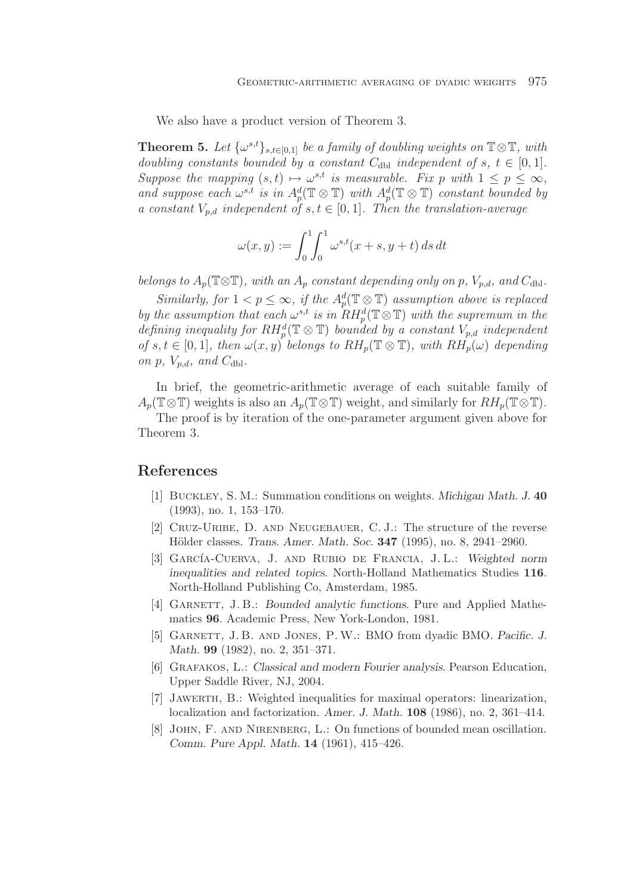We also have a product version of Theorem 3.

**Theorem 5.** *Let $\{\omega^{s,t}\}_{s,t\in[0,1]}$ be a family of doubling weights on $\mathbb{T}\otimes\mathbb{T}$, with doubling constants bounded by a constant $C_{\rm dbl}$ independent of $s,\ t \in [0,1]$. Suppose the mapping $(s,t) \mapsto \omega^{s,t}$ is measurable. Fix $p$ with $1 \le p \le \infty$, and suppose each $\omega^{s,t}$ is in $A_p^d(\mathbb{T}\otimes\mathbb{T})$ with $A_p^d(\mathbb{T}\otimes\mathbb{T})$ constant bounded by a constant $V_{p,d}$ independent of $s,t \in [0,1]$. Then the translation-average*

$$\omega(x,y) := \int_0^1\int_0^1 \omega^{s,t}(x+s, y+t)\,ds\,dt$$

*belongs to $A_p(\mathbb{T}\otimes\mathbb{T})$, with an $A_p$ constant depending only on $p$, $V_{p,d}$, and $C_{\rm dbl}$.*

*Similarly, for $1 < p \le \infty$, if the $A_p^d(\mathbb{T}\otimes\mathbb{T})$ assumption above is replaced by the assumption that each $\omega^{s,t}$ is in $RH_p^d(\mathbb{T}\otimes\mathbb{T})$ with the supremum in the defining inequality for $RH_p^d(\mathbb{T}\otimes\mathbb{T})$ bounded by a constant $V_{p,d}$ independent of $s,t \in [0,1]$, then $\omega(x,y)$ belongs to $RH_p(\mathbb{T}\otimes\mathbb{T})$, with $RH_p(\omega)$ depending on $p$, $V_{p,d}$, and $C_{\rm dbl}$.*

In brief, the geometric-arithmetic average of each suitable family of $A_p(\mathbb{T}\otimes\mathbb{T})$ weights is also an $A_p(\mathbb{T}\otimes\mathbb{T})$ weight, and similarly for $RH_p(\mathbb{T}\otimes\mathbb{T})$.

The proof is by iteration of the one-parameter argument given above for Theorem 3.

## References

[1] Buckley, S. M.: Summation conditions on weights. *Michigan Math. J.* **40** (1993), no. 1, 153–170.

[2] Cruz-Uribe, D. and Neugebauer, C. J.: The structure of the reverse Hölder classes. *Trans. Amer. Math. Soc.* **347** (1995), no. 8, 2941–2960.

[3] García-Cuerva, J. and Rubio de Francia, J. L.: *Weighted norm inequalities and related topics*. North-Holland Mathematics Studies **116**. North-Holland Publishing Co, Amsterdam, 1985.

[4] Garnett, J. B.: *Bounded analytic functions*. Pure and Applied Mathematics **96**. Academic Press, New York-London, 1981.

[5] Garnett, J. B. and Jones, P. W.: BMO from dyadic BMO. *Pacific. J. Math.* **99** (1982), no. 2, 351–371.

[6] Grafakos, L.: *Classical and modern Fourier analysis*. Pearson Education, Upper Saddle River, NJ, 2004.

[7] Jawerth, B.: Weighted inequalities for maximal operators: linearization, localization and factorization. *Amer. J. Math.* **108** (1986), no. 2, 361–414.

[8] John, F. and Nirenberg, L.: On functions of bounded mean oscillation. *Comm. Pure Appl. Math.* **14** (1961), 415–426.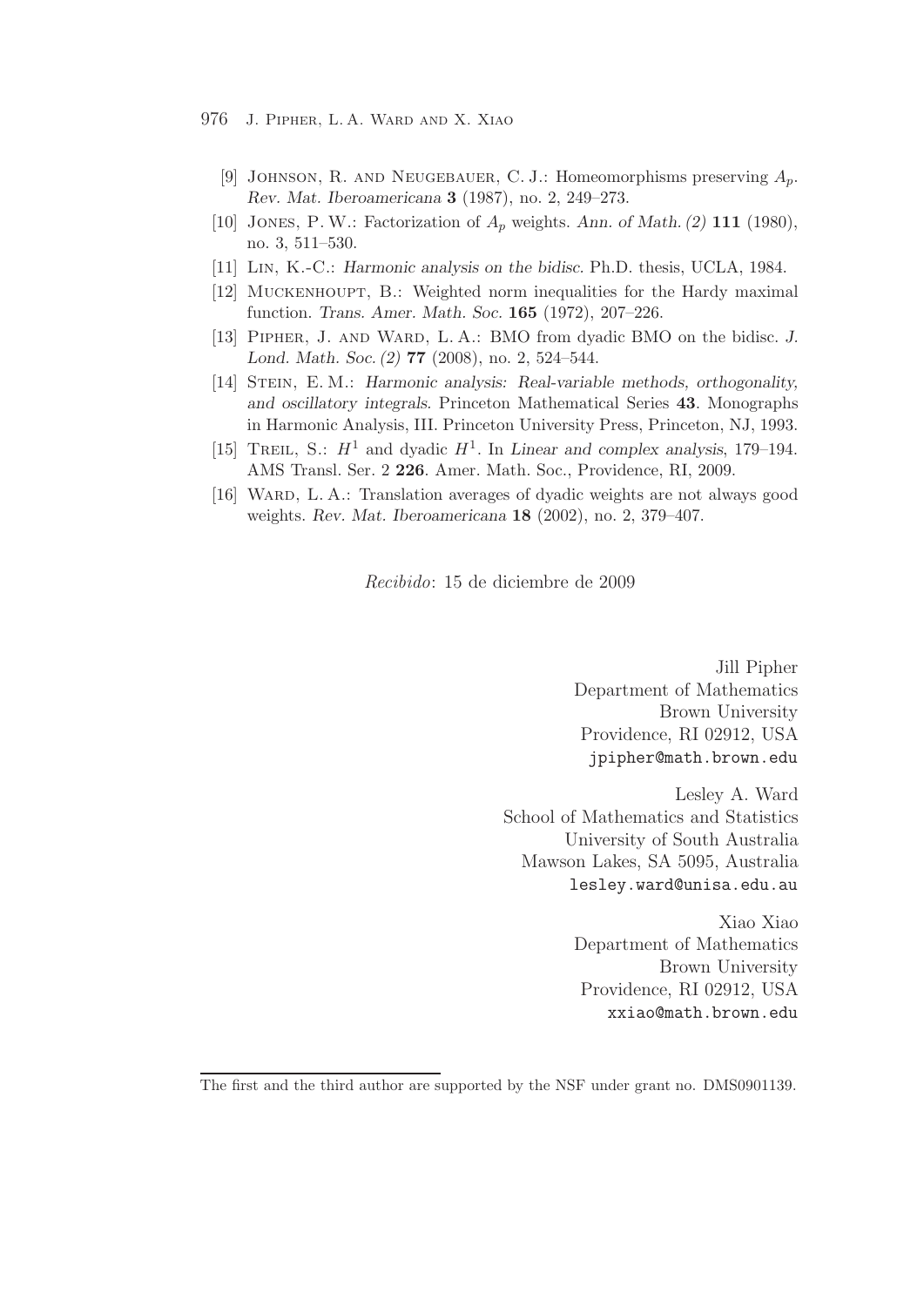[9] Johnson, R. and Neugebauer, C. J.: Homeomorphisms preserving $A_p$. *Rev. Mat. Iberoamericana* **3** (1987), no. 2, 249–273.

[10] Jones, P. W.: Factorization of $A_p$ weights. *Ann. of Math. (2)* **111** (1980), no. 3, 511–530.

[11] Lin, K.-C.: *Harmonic analysis on the bidisc.* Ph.D. thesis, UCLA, 1984.

[12] Muckenhoupt, B.: Weighted norm inequalities for the Hardy maximal function. *Trans. Amer. Math. Soc.* **165** (1972), 207–226.

[13] Pipher, J. and Ward, L. A.: BMO from dyadic BMO on the bidisc. *J. Lond. Math. Soc. (2)* **77** (2008), no. 2, 524–544.

[14] Stein, E. M.: *Harmonic analysis: Real-variable methods, orthogonality, and oscillatory integrals.* Princeton Mathematical Series **43**. Monographs in Harmonic Analysis, III. Princeton University Press, Princeton, NJ, 1993.

[15] Treil, S.: $H^1$ and dyadic $H^1$. In *Linear and complex analysis*, 179–194. AMS Transl. Ser. 2 **226**. Amer. Math. Soc., Providence, RI, 2009.

[16] Ward, L. A.: Translation averages of dyadic weights are not always good weights. *Rev. Mat. Iberoamericana* **18** (2002), no. 2, 379–407.

*Recibido*: 15 de diciembre de 2009

Jill Pipher
Department of Mathematics
Brown University
Providence, RI 02912, USA
jpipher@math.brown.edu

Lesley A. Ward
School of Mathematics and Statistics
University of South Australia
Mawson Lakes, SA 5095, Australia
lesley.ward@unisa.edu.au

Xiao Xiao
Department of Mathematics
Brown University
Providence, RI 02912, USA
xxiao@math.brown.edu

The first and the third author are supported by the NSF under grant no. DMS0901139.